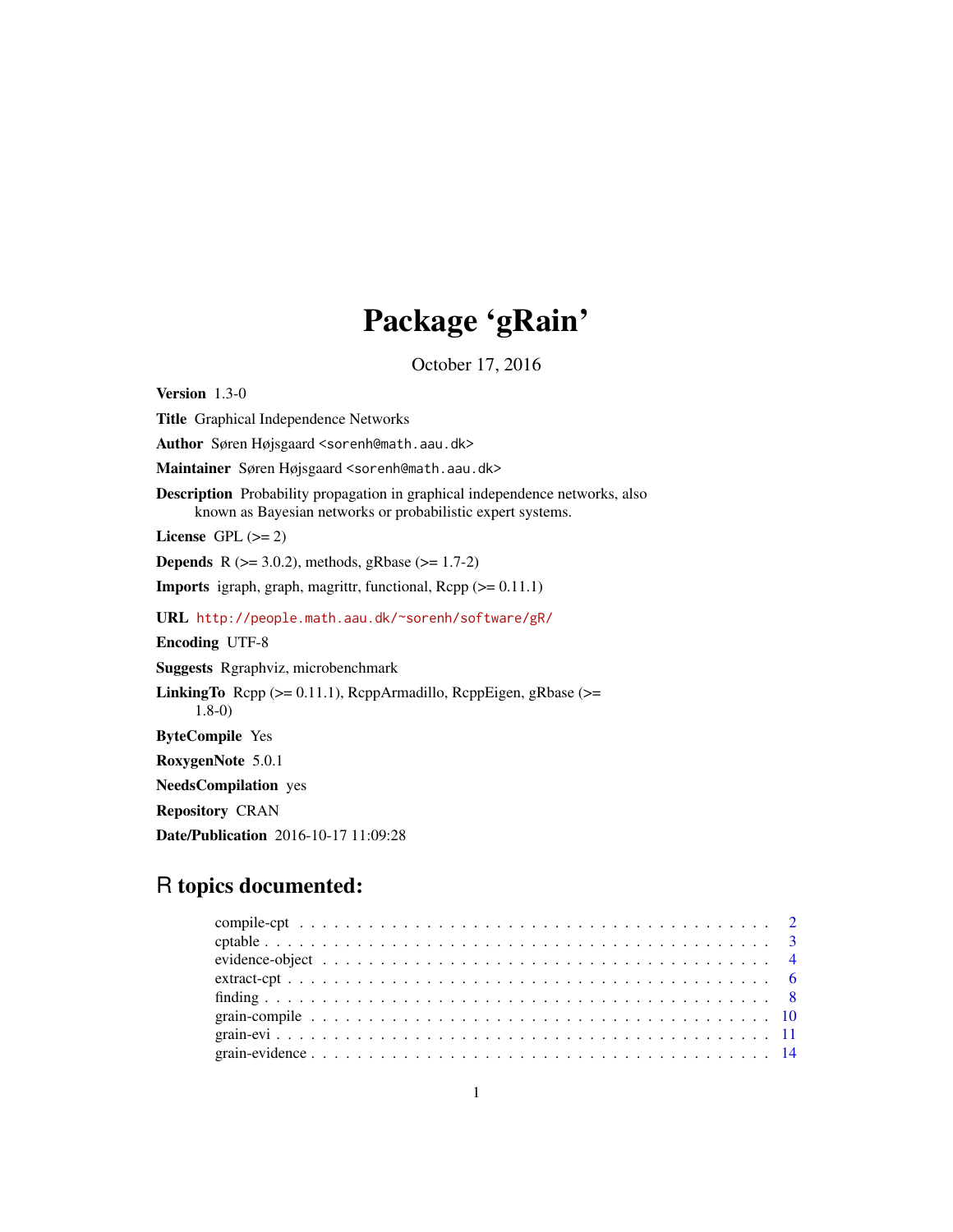# Package 'gRain'

October 17, 2016

**Version** 1.3-0

**Title** Graphical Independence Networks

**Author** Søren Højsgaard <sorenh@math.aau.dk>

**Maintainer** Søren Højsgaard <sorenh@math.aau.dk>

**Description** Probability propagation in graphical independence networks, also known as Bayesian networks or probabilistic expert systems.

**License** GPL (>= 2)

**Depends** R (>= 3.0.2), methods, gRbase (>= 1.7-2)

**Imports** igraph, graph, magrittr, functional, Rcpp (>= 0.11.1)

**URL** http://people.math.aau.dk/~sorenh/software/gR/

**Encoding** UTF-8

**Suggests** Rgraphviz, microbenchmark

**LinkingTo** Rcpp (>= 0.11.1), RcppArmadillo, RcppEigen, gRbase (>= 1.8-0)

**ByteCompile** Yes

**RoxygenNote** 5.0.1

**NeedsCompilation** yes

**Repository** CRAN

**Date/Publication** 2016-10-17 11:09:28

## R topics documented:

- compile-cpt . . . . . . . . . . . . . . . . . . . . . . . . . . . . . . . . . . . . . . . . . . 2
- cptable . . . . . . . . . . . . . . . . . . . . . . . . . . . . . . . . . . . . . . . . . . . . 3
- evidence-object . . . . . . . . . . . . . . . . . . . . . . . . . . . . . . . . . . . . . . . 4
- extract-cpt . . . . . . . . . . . . . . . . . . . . . . . . . . . . . . . . . . . . . . . . . . 6
- finding . . . . . . . . . . . . . . . . . . . . . . . . . . . . . . . . . . . . . . . . . . . . 8
- grain-compile . . . . . . . . . . . . . . . . . . . . . . . . . . . . . . . . . . . . . . . . 10
- grain-evi . . . . . . . . . . . . . . . . . . . . . . . . . . . . . . . . . . . . . . . . . . . 11
- grain-evidence . . . . . . . . . . . . . . . . . . . . . . . . . . . . . . . . . . . . . . . . 14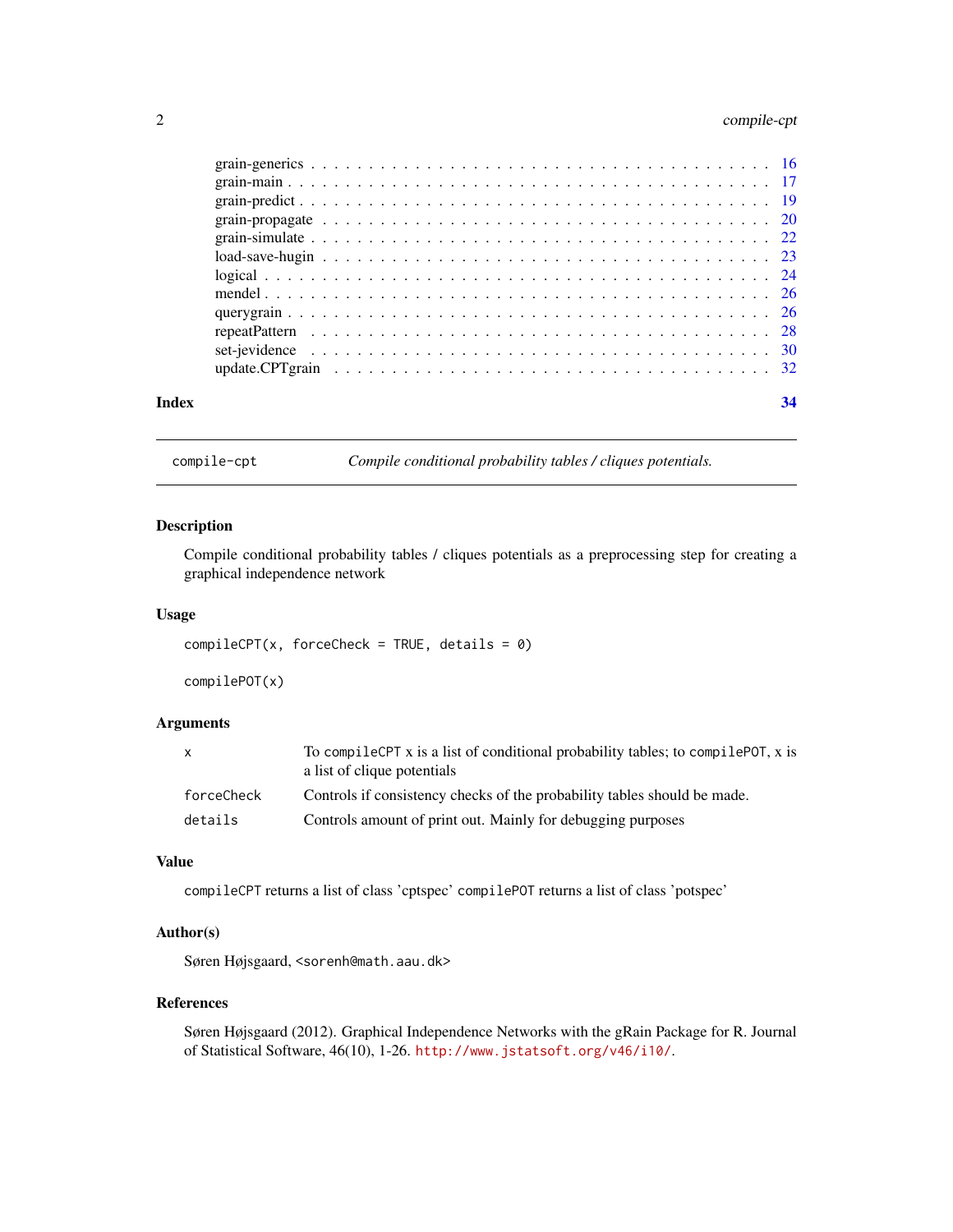grain-generics . . . . . . . . . . . . . . . . . . . . . . . . . . . . . . . . . . . . . . 16
grain-main . . . . . . . . . . . . . . . . . . . . . . . . . . . . . . . . . . . . . . . . 17
grain-predict . . . . . . . . . . . . . . . . . . . . . . . . . . . . . . . . . . . . . . . 19
grain-propagate . . . . . . . . . . . . . . . . . . . . . . . . . . . . . . . . . . . . . . 20
grain-simulate . . . . . . . . . . . . . . . . . . . . . . . . . . . . . . . . . . . . . . 22
load-save-hugin . . . . . . . . . . . . . . . . . . . . . . . . . . . . . . . . . . . . . 23
logical . . . . . . . . . . . . . . . . . . . . . . . . . . . . . . . . . . . . . . . . . 24
mendel . . . . . . . . . . . . . . . . . . . . . . . . . . . . . . . . . . . . . . . . . 26
querygrain . . . . . . . . . . . . . . . . . . . . . . . . . . . . . . . . . . . . . . . 26
repeatPattern . . . . . . . . . . . . . . . . . . . . . . . . . . . . . . . . . . . . . 28
set-jevidence . . . . . . . . . . . . . . . . . . . . . . . . . . . . . . . . . . . . . . 30
update.CPTgrain . . . . . . . . . . . . . . . . . . . . . . . . . . . . . . . . . . . . . 32

**Index** **34**

---

`compile-cpt` *Compile conditional probability tables / cliques potentials.*

---

### Description

Compile conditional probability tables / cliques potentials as a preprocessing step for creating a graphical independence network

### Usage

```
compileCPT(x, forceCheck = TRUE, details = 0)

compilePOT(x)
```

### Arguments

| | |
|---|---|
| `x` | To `compileCPT` x is a list of conditional probability tables; to `compilePOT`, x is a list of clique potentials |
| `forceCheck` | Controls if consistency checks of the probability tables should be made. |
| `details` | Controls amount of print out. Mainly for debugging purposes |

### Value

`compileCPT` returns a list of class 'cptspec' `compilePOT` returns a list of class 'potspec'

### Author(s)

Søren Højsgaard, <sorenh@math.aau.dk>

### References

Søren Højsgaard (2012). Graphical Independence Networks with the gRain Package for R. Journal of Statistical Software, 46(10), 1-26. http://www.jstatsoft.org/v46/i10/.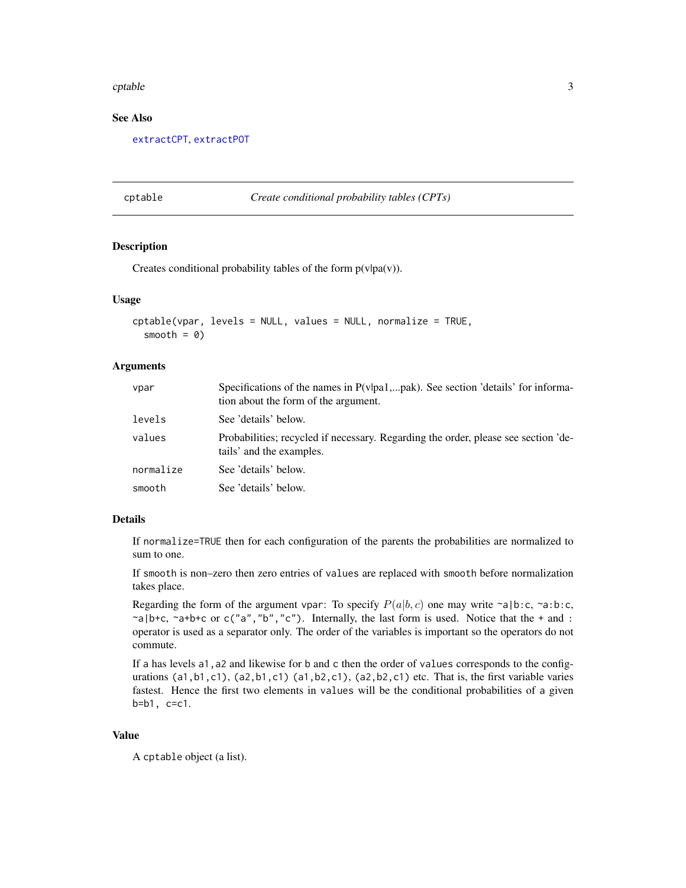### See Also

extractCPT, extractPOT

## cptable *Create conditional probability tables (CPTs)*

### Description

Creates conditional probability tables of the form p(v|pa(v)).

### Usage

```
cptable(vpar, levels = NULL, values = NULL, normalize = TRUE,
  smooth = 0)
```

### Arguments

| | |
|---|---|
| vpar | Specifications of the names in P(v|pa1,...pak). See section 'details' for information about the form of the argument. |
| levels | See 'details' below. |
| values | Probabilities; recycled if necessary. Regarding the order, please see section 'details' and the examples. |
| normalize | See 'details' below. |
| smooth | See 'details' below. |

### Details

If `normalize=TRUE` then for each configuration of the parents the probabilities are normalized to sum to one.

If `smooth` is non–zero then zero entries of `values` are replaced with `smooth` before normalization takes place.

Regarding the form of the argument `vpar`: To specify $P(a|b, c)$ one may write `~a|b:c`, `~a:b:c`, `~a|b+c`, `~a+b+c` or `c("a","b","c")`. Internally, the last form is used. Notice that the `+` and `:` operator is used as a separator only. The order of the variables is important so the operators do not commute.

If `a` has levels `a1,a2` and likewise for `b` and `c` then the order of `values` corresponds to the configurations `(a1,b1,c1)`, `(a2,b1,c1)` `(a1,b2,c1)`, `(a2,b2,c1)` etc. That is, the first variable varies fastest. Hence the first two elements in `values` will be the conditional probabilities of `a` given `b=b1, c=c1`.

### Value

A `cptable` object (a list).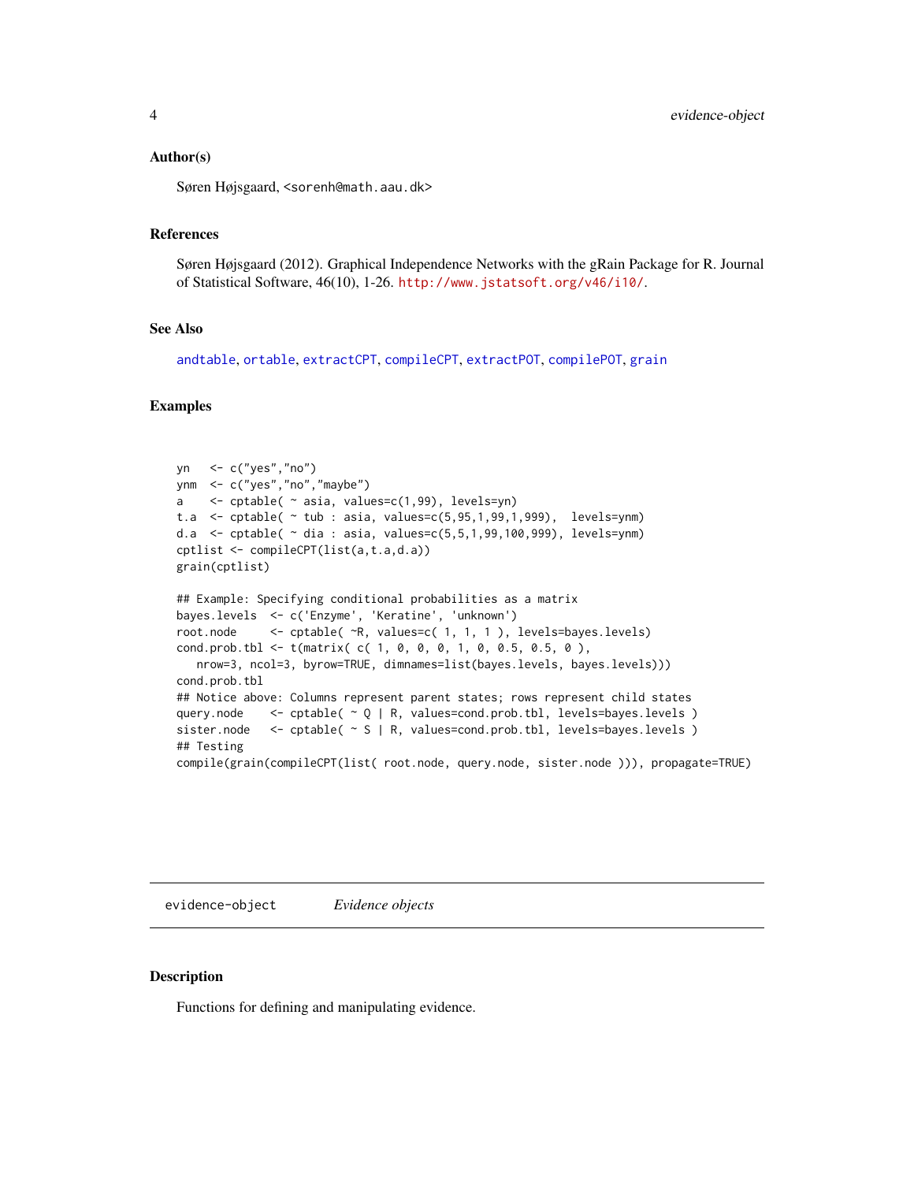### Author(s)

Søren Højsgaard, <sorenh@math.aau.dk>

### References

Søren Højsgaard (2012). Graphical Independence Networks with the gRain Package for R. Journal of Statistical Software, 46(10), 1-26. http://www.jstatsoft.org/v46/i10/.

### See Also

andtable, ortable, extractCPT, compileCPT, extractPOT, compilePOT, grain

### Examples

```
yn   <- c("yes","no")
ynm  <- c("yes","no","maybe")
a    <- cptable( ~ asia, values=c(1,99), levels=yn)
t.a  <- cptable( ~ tub : asia, values=c(5,95,1,99,1,999),  levels=ynm)
d.a  <- cptable( ~ dia : asia, values=c(5,5,1,99,100,999), levels=ynm)
cptlist <- compileCPT(list(a,t.a,d.a))
grain(cptlist)

## Example: Specifying conditional probabilities as a matrix
bayes.levels  <- c('Enzyme', 'Keratine', 'unknown')
root.node     <- cptable( ~R, values=c( 1, 1, 1 ), levels=bayes.levels)
cond.prob.tbl <- t(matrix( c( 1, 0, 0, 0, 1, 0, 0.5, 0.5, 0 ),
   nrow=3, ncol=3, byrow=TRUE, dimnames=list(bayes.levels, bayes.levels)))
cond.prob.tbl
## Notice above: Columns represent parent states; rows represent child states
query.node    <- cptable( ~ Q | R, values=cond.prob.tbl, levels=bayes.levels )
sister.node   <- cptable( ~ S | R, values=cond.prob.tbl, levels=bayes.levels )
## Testing
compile(grain(compileCPT(list( root.node, query.node, sister.node ))), propagate=TRUE)
```

---

## evidence-object *Evidence objects*

### Description

Functions for defining and manipulating evidence.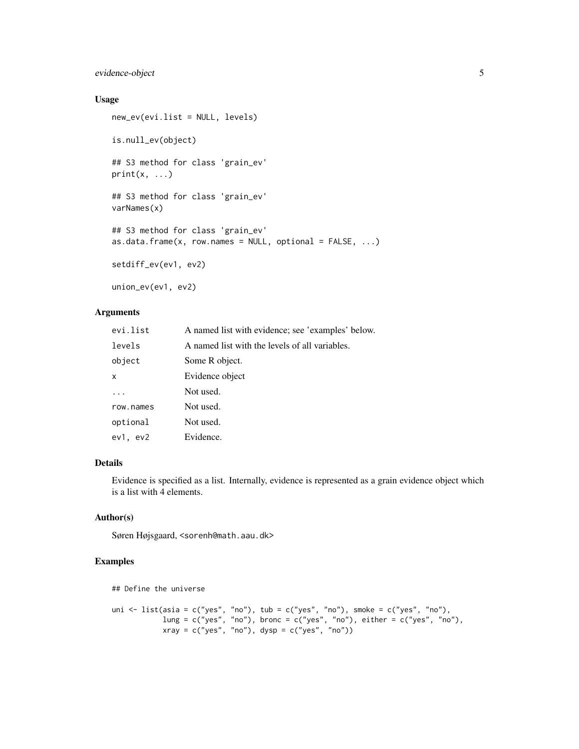## Usage

```
new_ev(evi.list = NULL, levels)

is.null_ev(object)

## S3 method for class 'grain_ev'
print(x, ...)

## S3 method for class 'grain_ev'
varNames(x)

## S3 method for class 'grain_ev'
as.data.frame(x, row.names = NULL, optional = FALSE, ...)

setdiff_ev(ev1, ev2)

union_ev(ev1, ev2)
```

## Arguments

| | |
|---|---|
| `evi.list` | A named list with evidence; see 'examples' below. |
| `levels` | A named list with the levels of all variables. |
| `object` | Some R object. |
| `x` | Evidence object |
| `...` | Not used. |
| `row.names` | Not used. |
| `optional` | Not used. |
| `ev1, ev2` | Evidence. |

## Details

Evidence is specified as a list. Internally, evidence is represented as a grain evidence object which is a list with 4 elements.

## Author(s)

Søren Højsgaard, <sorenh@math.aau.dk>

## Examples

```
## Define the universe

uni <- list(asia = c("yes", "no"), tub = c("yes", "no"), smoke = c("yes", "no"),
            lung = c("yes", "no"), bronc = c("yes", "no"), either = c("yes", "no"),
            xray = c("yes", "no"), dysp = c("yes", "no"))
```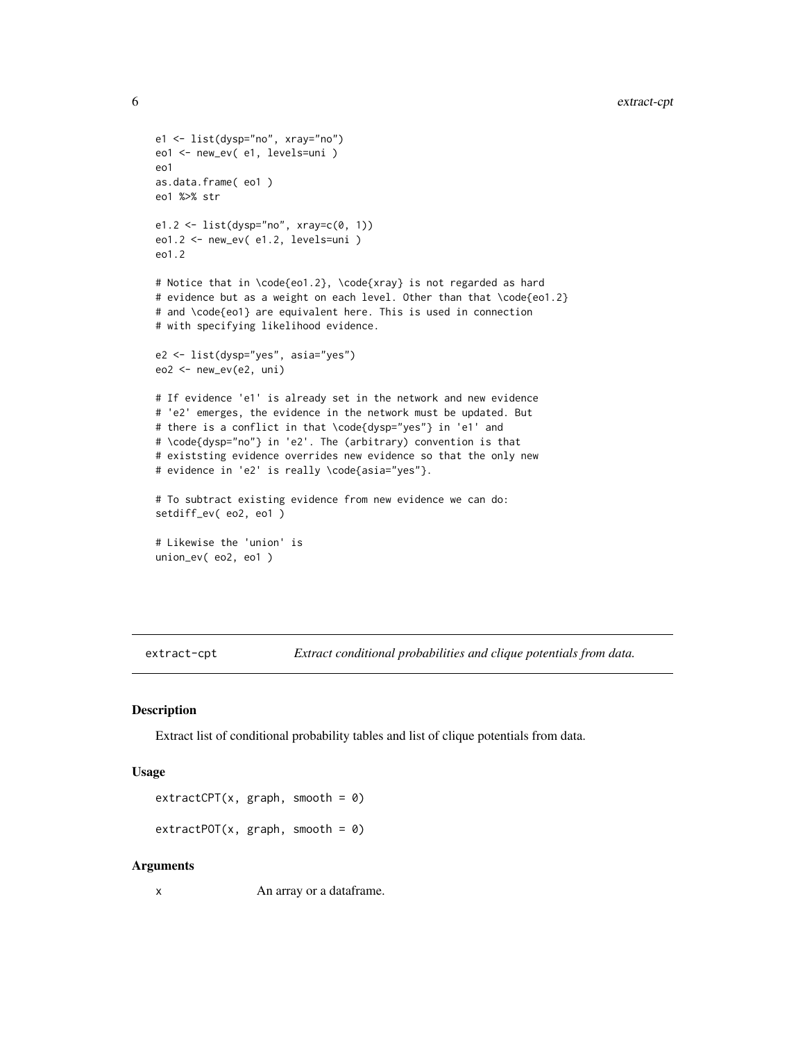```
e1 <- list(dysp="no", xray="no")
eo1 <- new_ev( e1, levels=uni )
eo1
as.data.frame( eo1 )
eo1 %>% str

e1.2 <- list(dysp="no", xray=c(0, 1))
eo1.2 <- new_ev( e1.2, levels=uni )
eo1.2

# Notice that in \code{eo1.2}, \code{xray} is not regarded as hard
# evidence but as a weight on each level. Other than that \code{eo1.2}
# and \code{eo1} are equivalent here. This is used in connection
# with specifying likelihood evidence.

e2 <- list(dysp="yes", asia="yes")
eo2 <- new_ev(e2, uni)

# If evidence 'e1' is already set in the network and new evidence
# 'e2' emerges, the evidence in the network must be updated. But
# there is a conflict in that \code{dysp="yes"} in 'e1' and
# \code{dysp="no"} in 'e2'. The (arbitrary) convention is that
# existsting evidence overrides new evidence so that the only new
# evidence in 'e2' is really \code{asia="yes"}.

# To subtract existing evidence from new evidence we can do:
setdiff_ev( eo2, eo1 )

# Likewise the 'union' is
union_ev( eo2, eo1 )
```

---

## extract-cpt *Extract conditional probabilities and clique potentials from data.*

### Description

Extract list of conditional probability tables and list of clique potentials from data.

### Usage

```
extractCPT(x, graph, smooth = 0)

extractPOT(x, graph, smooth = 0)
```

### Arguments

x An array or a dataframe.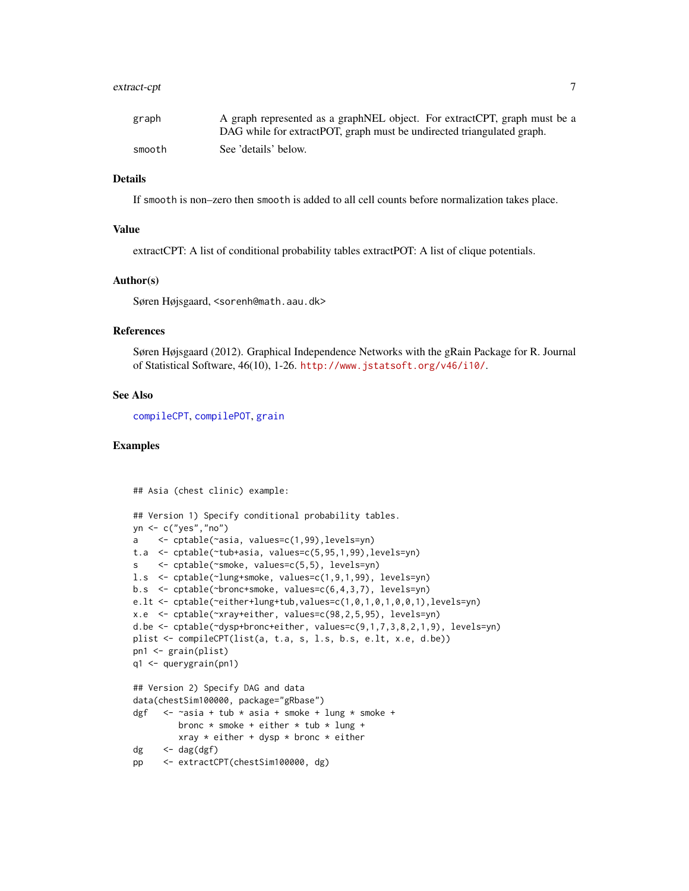| | |
|---|---|
| graph | A graph represented as a graphNEL object. For extractCPT, graph must be a DAG while for extractPOT, graph must be undirected triangulated graph. |
| smooth | See 'details' below. |

## Details

If smooth is non–zero then smooth is added to all cell counts before normalization takes place.

## Value

extractCPT: A list of conditional probability tables extractPOT: A list of clique potentials.

## Author(s)

Søren Højsgaard, <sorenh@math.aau.dk>

## References

Søren Højsgaard (2012). Graphical Independence Networks with the gRain Package for R. Journal of Statistical Software, 46(10), 1-26. http://www.jstatsoft.org/v46/i10/.

## See Also

compileCPT, compilePOT, grain

## Examples

```
## Asia (chest clinic) example:

## Version 1) Specify conditional probability tables.
yn <- c("yes","no")
a    <- cptable(~asia, values=c(1,99),levels=yn)
t.a  <- cptable(~tub+asia, values=c(5,95,1,99),levels=yn)
s    <- cptable(~smoke, values=c(5,5), levels=yn)
l.s  <- cptable(~lung+smoke, values=c(1,9,1,99), levels=yn)
b.s  <- cptable(~bronc+smoke, values=c(6,4,3,7), levels=yn)
e.lt <- cptable(~either+lung+tub,values=c(1,0,1,0,1,0,0,1),levels=yn)
x.e  <- cptable(~xray+either, values=c(98,2,5,95), levels=yn)
d.be <- cptable(~dysp+bronc+either, values=c(9,1,7,3,8,2,1,9), levels=yn)
plist <- compileCPT(list(a, t.a, s, l.s, b.s, e.lt, x.e, d.be))
pn1 <- grain(plist)
q1 <- querygrain(pn1)

## Version 2) Specify DAG and data
data(chestSim100000, package="gRbase")
dgf   <- ~asia + tub * asia + smoke + lung * smoke +
         bronc * smoke + either * tub * lung +
         xray * either + dysp * bronc * either
dg    <- dag(dgf)
pp    <- extractCPT(chestSim100000, dg)
```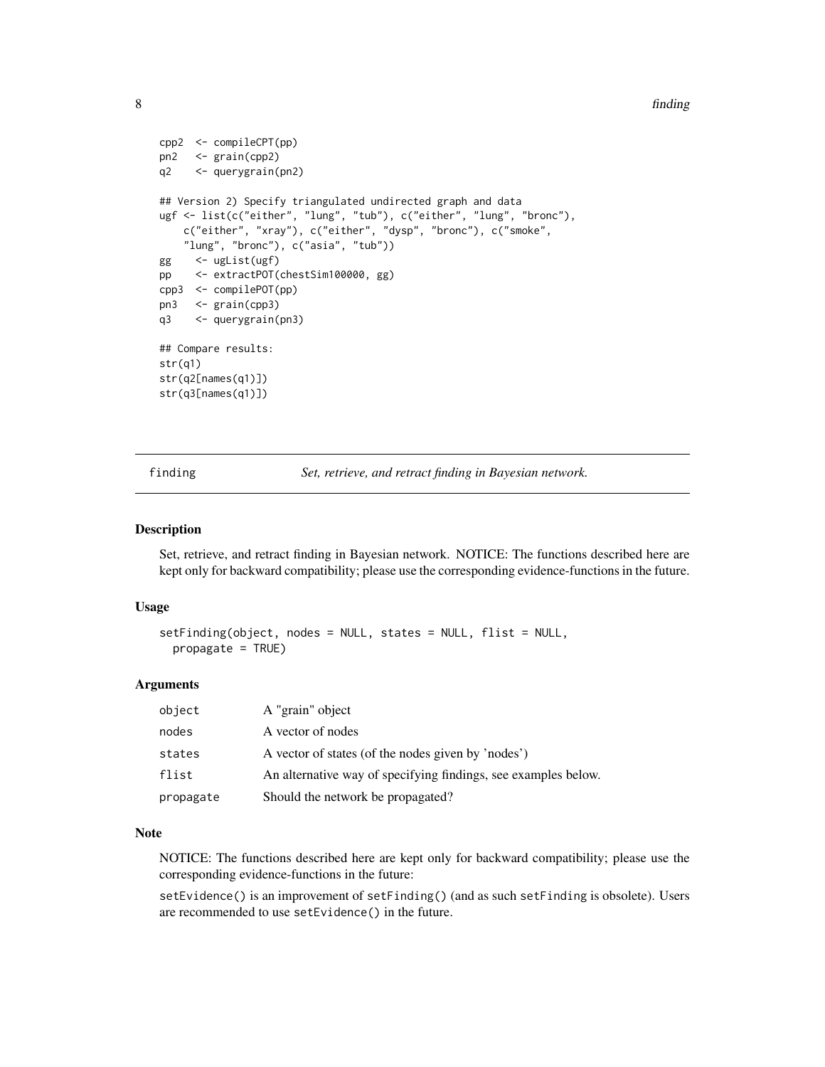```
cpp2  <- compileCPT(pp)
pn2   <- grain(cpp2)
q2    <- querygrain(pn2)

## Version 2) Specify triangulated undirected graph and data
ugf <- list(c("either", "lung", "tub"), c("either", "lung", "bronc"),
    c("either", "xray"), c("either", "dysp", "bronc"), c("smoke",
    "lung", "bronc"), c("asia", "tub"))
gg    <- ugList(ugf)
pp    <- extractPOT(chestSim100000, gg)
cpp3  <- compilePOT(pp)
pn3   <- grain(cpp3)
q3    <- querygrain(pn3)

## Compare results:
str(q1)
str(q2[names(q1)])
str(q3[names(q1)])
```

---

## finding — *Set, retrieve, and retract finding in Bayesian network.*

### Description

Set, retrieve, and retract finding in Bayesian network. NOTICE: The functions described here are kept only for backward compatibility; please use the corresponding evidence-functions in the future.

### Usage

```
setFinding(object, nodes = NULL, states = NULL, flist = NULL,
  propagate = TRUE)
```

### Arguments

| | |
|---|---|
| object | A "grain" object |
| nodes | A vector of nodes |
| states | A vector of states (of the nodes given by 'nodes') |
| flist | An alternative way of specifying findings, see examples below. |
| propagate | Should the network be propagated? |

### Note

NOTICE: The functions described here are kept only for backward compatibility; please use the corresponding evidence-functions in the future:

`setEvidence()` is an improvement of `setFinding()` (and as such `setFinding` is obsolete). Users are recommended to use `setEvidence()` in the future.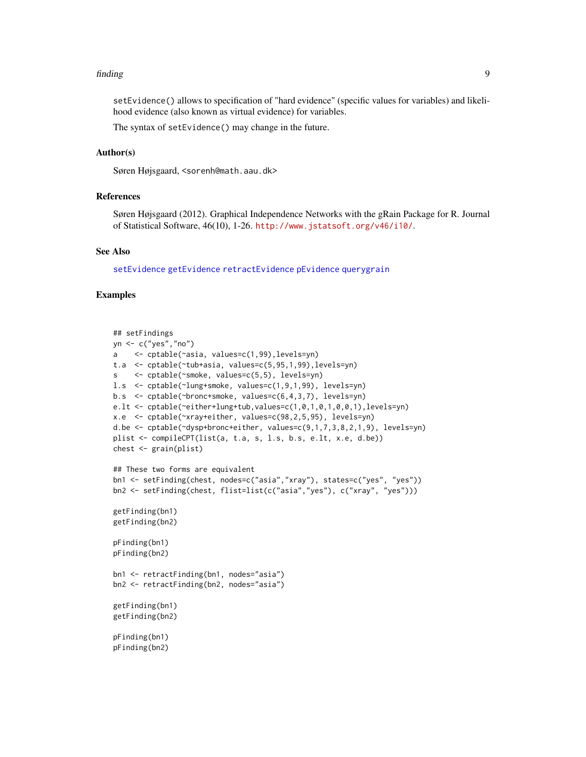`setEvidence()` allows to specification of "hard evidence" (specific values for variables) and likelihood evidence (also known as virtual evidence) for variables.

The syntax of `setEvidence()` may change in the future.

### Author(s)

Søren Højsgaard, <sorenh@math.aau.dk>

### References

Søren Højsgaard (2012). Graphical Independence Networks with the gRain Package for R. Journal of Statistical Software, 46(10), 1-26. http://www.jstatsoft.org/v46/i10/.

### See Also

setEvidence getEvidence retractEvidence pEvidence querygrain

### Examples

```
## setFindings
yn <- c("yes","no")
a    <- cptable(~asia, values=c(1,99),levels=yn)
t.a  <- cptable(~tub+asia, values=c(5,95,1,99),levels=yn)
s    <- cptable(~smoke, values=c(5,5), levels=yn)
l.s  <- cptable(~lung+smoke, values=c(1,9,1,99), levels=yn)
b.s  <- cptable(~bronc+smoke, values=c(6,4,3,7), levels=yn)
e.lt <- cptable(~either+lung+tub,values=c(1,0,1,0,1,0,0,1),levels=yn)
x.e  <- cptable(~xray+either, values=c(98,2,5,95), levels=yn)
d.be <- cptable(~dysp+bronc+either, values=c(9,1,7,3,8,2,1,9), levels=yn)
plist <- compileCPT(list(a, t.a, s, l.s, b.s, e.lt, x.e, d.be))
chest <- grain(plist)

## These two forms are equivalent
bn1 <- setFinding(chest, nodes=c("asia","xray"), states=c("yes", "yes"))
bn2 <- setFinding(chest, flist=list(c("asia","yes"), c("xray", "yes")))

getFinding(bn1)
getFinding(bn2)

pFinding(bn1)
pFinding(bn2)

bn1 <- retractFinding(bn1, nodes="asia")
bn2 <- retractFinding(bn2, nodes="asia")

getFinding(bn1)
getFinding(bn2)

pFinding(bn1)
pFinding(bn2)
```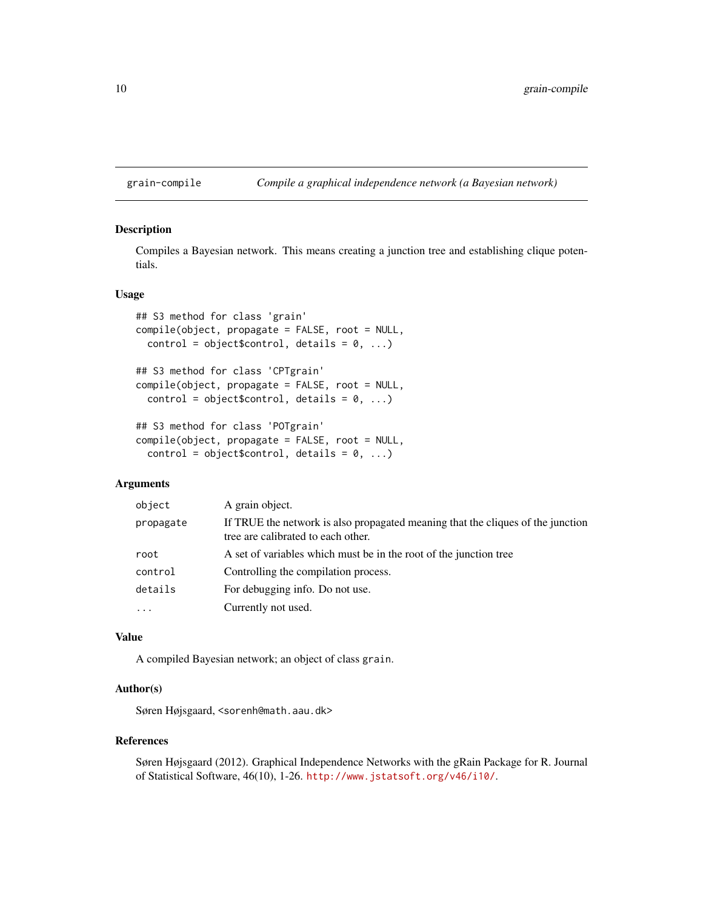# grain-compile — *Compile a graphical independence network (a Bayesian network)*

## Description

Compiles a Bayesian network. This means creating a junction tree and establishing clique potentials.

## Usage

```
## S3 method for class 'grain'
compile(object, propagate = FALSE, root = NULL,
  control = object$control, details = 0, ...)

## S3 method for class 'CPTgrain'
compile(object, propagate = FALSE, root = NULL,
  control = object$control, details = 0, ...)

## S3 method for class 'POTgrain'
compile(object, propagate = FALSE, root = NULL,
  control = object$control, details = 0, ...)
```

## Arguments

| | |
|---|---|
| `object` | A grain object. |
| `propagate` | If TRUE the network is also propagated meaning that the cliques of the junction tree are calibrated to each other. |
| `root` | A set of variables which must be in the root of the junction tree |
| `control` | Controlling the compilation process. |
| `details` | For debugging info. Do not use. |
| `...` | Currently not used. |

## Value

A compiled Bayesian network; an object of class `grain`.

## Author(s)

Søren Højsgaard, <sorenh@math.aau.dk>

## References

Søren Højsgaard (2012). Graphical Independence Networks with the gRain Package for R. Journal of Statistical Software, 46(10), 1-26. http://www.jstatsoft.org/v46/i10/.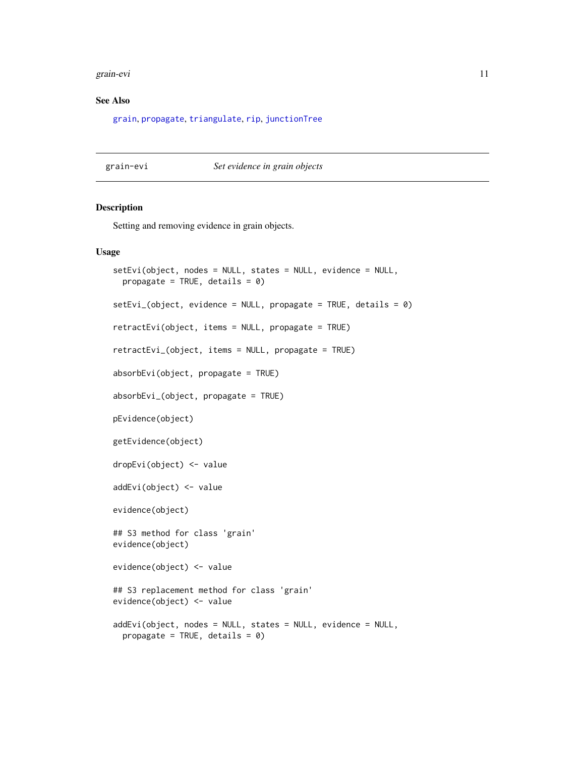## See Also

grain, propagate, triangulate, rip, junctionTree

---

grain-evi *Set evidence in grain objects*

---

## Description

Setting and removing evidence in grain objects.

## Usage

```
setEvi(object, nodes = NULL, states = NULL, evidence = NULL,
  propagate = TRUE, details = 0)

setEvi_(object, evidence = NULL, propagate = TRUE, details = 0)

retractEvi(object, items = NULL, propagate = TRUE)

retractEvi_(object, items = NULL, propagate = TRUE)

absorbEvi(object, propagate = TRUE)

absorbEvi_(object, propagate = TRUE)

pEvidence(object)

getEvidence(object)

dropEvi(object) <- value

addEvi(object) <- value

evidence(object)

## S3 method for class 'grain'
evidence(object)

evidence(object) <- value

## S3 replacement method for class 'grain'
evidence(object) <- value

addEvi(object, nodes = NULL, states = NULL, evidence = NULL,
  propagate = TRUE, details = 0)
```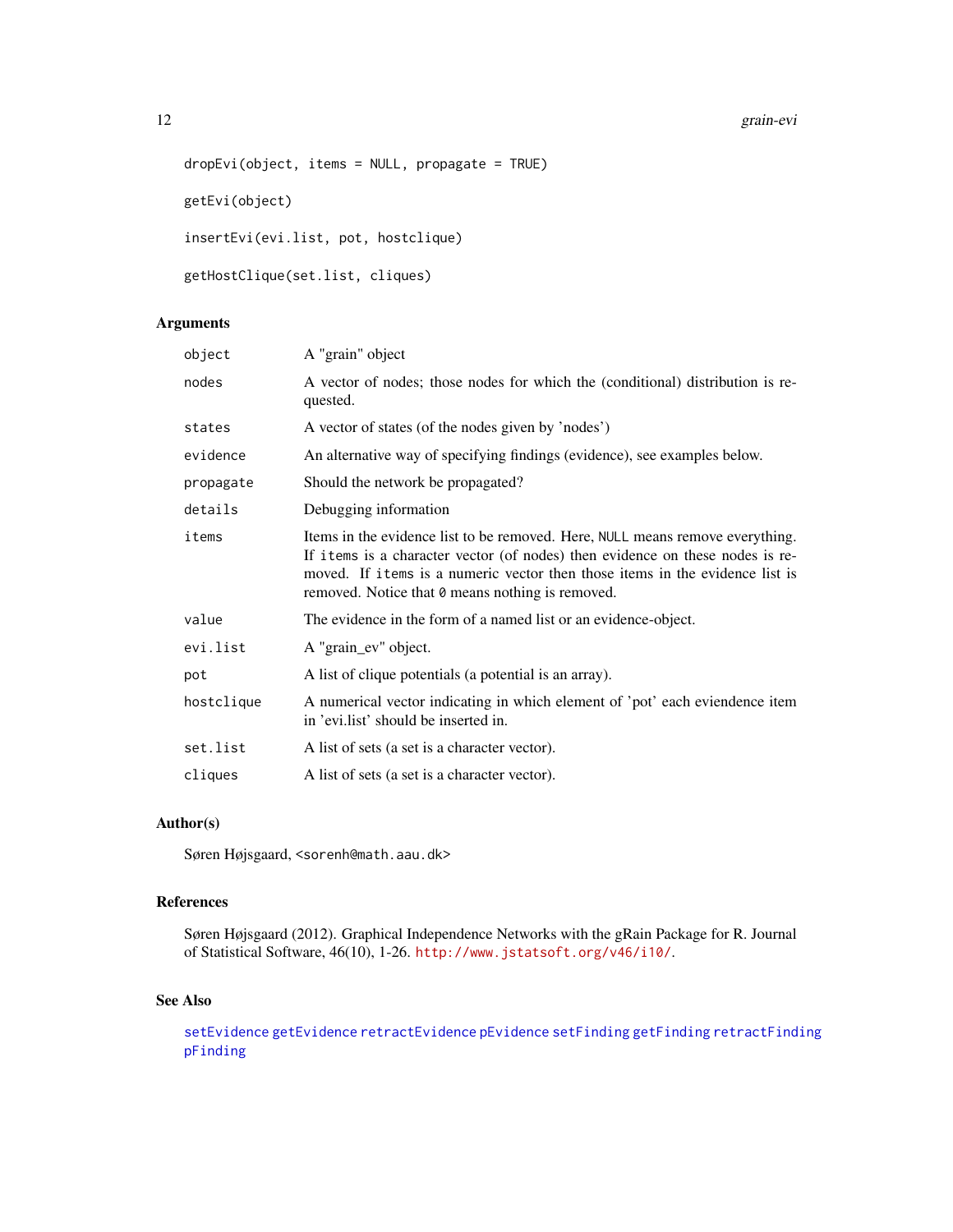```
dropEvi(object, items = NULL, propagate = TRUE)

getEvi(object)

insertEvi(evi.list, pot, hostclique)

getHostClique(set.list, cliques)
```

## Arguments

| | |
|---|---|
| object | A "grain" object |
| nodes | A vector of nodes; those nodes for which the (conditional) distribution is requested. |
| states | A vector of states (of the nodes given by 'nodes') |
| evidence | An alternative way of specifying findings (evidence), see examples below. |
| propagate | Should the network be propagated? |
| details | Debugging information |
| items | Items in the evidence list to be removed. Here, `NULL` means remove everything. If `items` is a character vector (of nodes) then evidence on these nodes is removed. If `items` is a numeric vector then those items in the evidence list is removed. Notice that `0` means nothing is removed. |
| value | The evidence in the form of a named list or an evidence-object. |
| evi.list | A "grain_ev" object. |
| pot | A list of clique potentials (a potential is an array). |
| hostclique | A numerical vector indicating in which element of 'pot' each eviendence item in 'evi.list' should be inserted in. |
| set.list | A list of sets (a set is a character vector). |
| cliques | A list of sets (a set is a character vector). |

## Author(s)

Søren Højsgaard, <sorenh@math.aau.dk>

## References

Søren Højsgaard (2012). Graphical Independence Networks with the gRain Package for R. Journal of Statistical Software, 46(10), 1-26. http://www.jstatsoft.org/v46/i10/.

## See Also

setEvidence getEvidence retractEvidence pEvidence setFinding getFinding retractFinding pFinding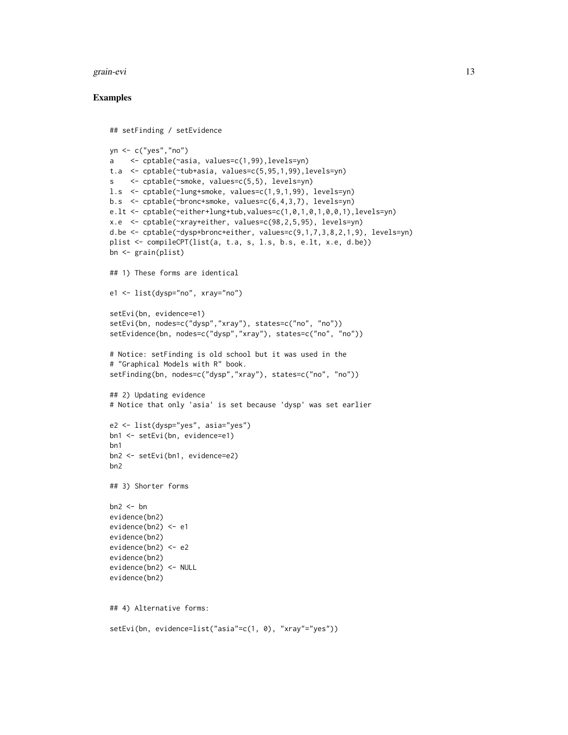## Examples

```
## setFinding / setEvidence

yn <- c("yes","no")
a    <- cptable(~asia, values=c(1,99),levels=yn)
t.a  <- cptable(~tub+asia, values=c(5,95,1,99),levels=yn)
s    <- cptable(~smoke, values=c(5,5), levels=yn)
l.s  <- cptable(~lung+smoke, values=c(1,9,1,99), levels=yn)
b.s  <- cptable(~bronc+smoke, values=c(6,4,3,7), levels=yn)
e.lt <- cptable(~either+lung+tub,values=c(1,0,1,0,1,0,0,1),levels=yn)
x.e  <- cptable(~xray+either, values=c(98,2,5,95), levels=yn)
d.be <- cptable(~dysp+bronc+either, values=c(9,1,7,3,8,2,1,9), levels=yn)
plist <- compileCPT(list(a, t.a, s, l.s, b.s, e.lt, x.e, d.be))
bn <- grain(plist)

## 1) These forms are identical

e1 <- list(dysp="no", xray="no")

setEvi(bn, evidence=e1)
setEvi(bn, nodes=c("dysp","xray"), states=c("no", "no"))
setEvidence(bn, nodes=c("dysp","xray"), states=c("no", "no"))

# Notice: setFinding is old school but it was used in the
# "Graphical Models with R" book.
setFinding(bn, nodes=c("dysp","xray"), states=c("no", "no"))

## 2) Updating evidence
# Notice that only 'asia' is set because 'dysp' was set earlier

e2 <- list(dysp="yes", asia="yes")
bn1 <- setEvi(bn, evidence=e1)
bn1
bn2 <- setEvi(bn1, evidence=e2)
bn2

## 3) Shorter forms

bn2 <- bn
evidence(bn2)
evidence(bn2) <- e1
evidence(bn2)
evidence(bn2) <- e2
evidence(bn2)
evidence(bn2) <- NULL
evidence(bn2)


## 4) Alternative forms:

setEvi(bn, evidence=list("asia"=c(1, 0), "xray"="yes"))
```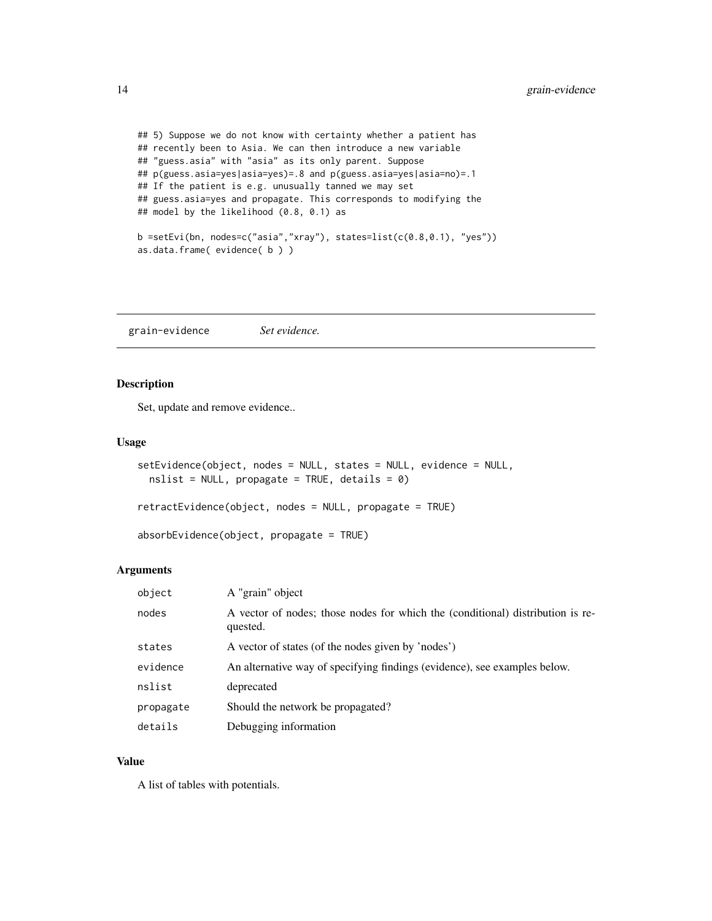```
## 5) Suppose we do not know with certainty whether a patient has
## recently been to Asia. We can then introduce a new variable
## "guess.asia" with "asia" as its only parent. Suppose
## p(guess.asia=yes|asia=yes)=.8 and p(guess.asia=yes|asia=no)=.1
## If the patient is e.g. unusually tanned we may set
## guess.asia=yes and propagate. This corresponds to modifying the
## model by the likelihood (0.8, 0.1) as

b =setEvi(bn, nodes=c("asia","xray"), states=list(c(0.8,0.1), "yes"))
as.data.frame( evidence( b ) )
```

---

## grain-evidence — *Set evidence.*

### Description

Set, update and remove evidence..

### Usage

```
setEvidence(object, nodes = NULL, states = NULL, evidence = NULL,
  nslist = NULL, propagate = TRUE, details = 0)

retractEvidence(object, nodes = NULL, propagate = TRUE)

absorbEvidence(object, propagate = TRUE)
```

### Arguments

| | |
|---|---|
| object | A "grain" object |
| nodes | A vector of nodes; those nodes for which the (conditional) distribution is requested. |
| states | A vector of states (of the nodes given by 'nodes') |
| evidence | An alternative way of specifying findings (evidence), see examples below. |
| nslist | deprecated |
| propagate | Should the network be propagated? |
| details | Debugging information |

### Value

A list of tables with potentials.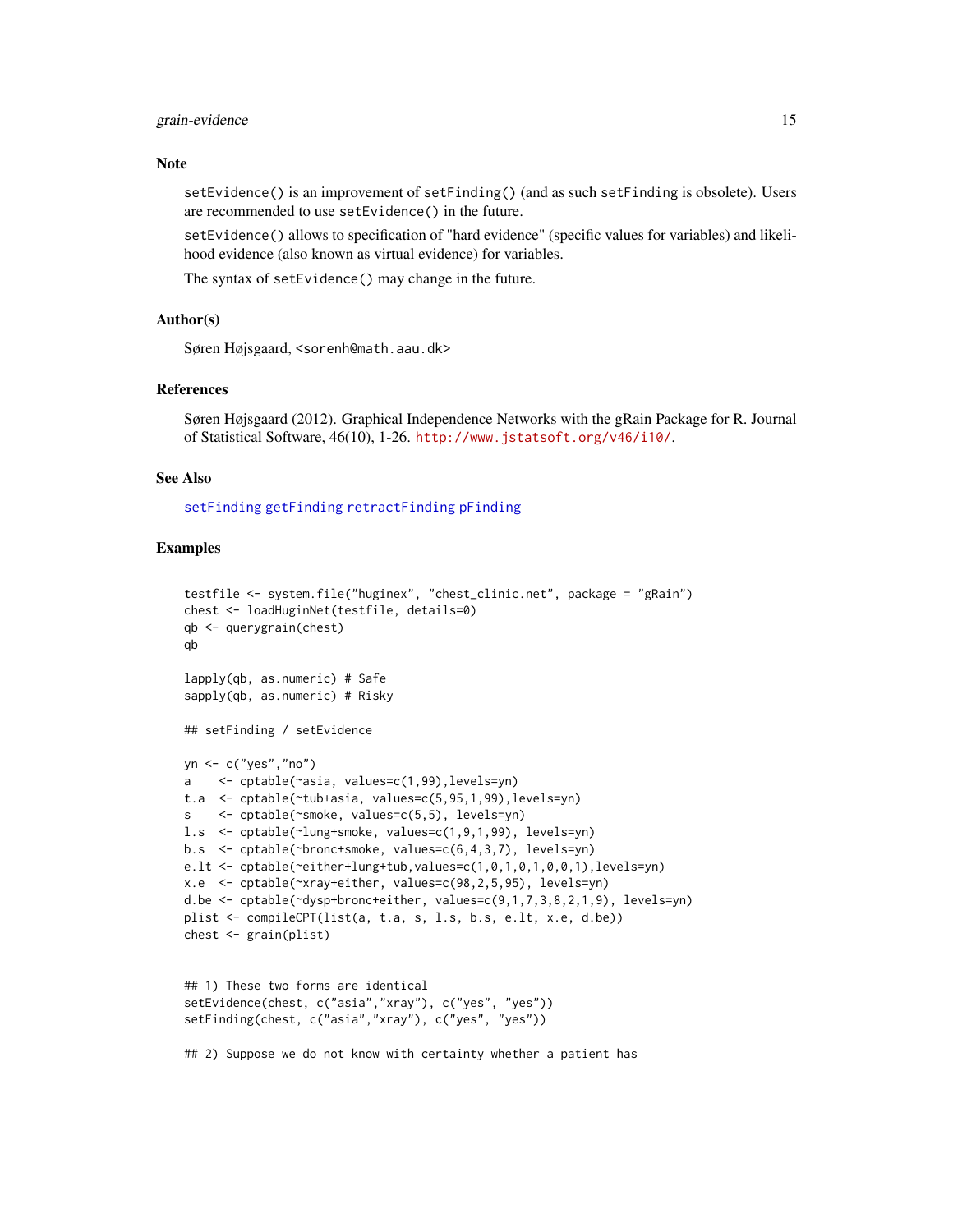### Note

`setEvidence()` is an improvement of `setFinding()` (and as such `setFinding` is obsolete). Users are recommended to use `setEvidence()` in the future.

`setEvidence()` allows to specification of "hard evidence" (specific values for variables) and likelihood evidence (also known as virtual evidence) for variables.

The syntax of `setEvidence()` may change in the future.

### Author(s)

Søren Højsgaard, <sorenh@math.aau.dk>

### References

Søren Højsgaard (2012). Graphical Independence Networks with the gRain Package for R. Journal of Statistical Software, 46(10), 1-26. http://www.jstatsoft.org/v46/i10/.

### See Also

setFinding getFinding retractFinding pFinding

### Examples

```
testfile <- system.file("huginex", "chest_clinic.net", package = "gRain")
chest <- loadHuginNet(testfile, details=0)
qb <- querygrain(chest)
qb

lapply(qb, as.numeric) # Safe
sapply(qb, as.numeric) # Risky

## setFinding / setEvidence

yn <- c("yes","no")
a    <- cptable(~asia, values=c(1,99),levels=yn)
t.a  <- cptable(~tub+asia, values=c(5,95,1,99),levels=yn)
s    <- cptable(~smoke, values=c(5,5), levels=yn)
l.s  <- cptable(~lung+smoke, values=c(1,9,1,99), levels=yn)
b.s  <- cptable(~bronc+smoke, values=c(6,4,3,7), levels=yn)
e.lt <- cptable(~either+lung+tub,values=c(1,0,1,0,1,0,0,1),levels=yn)
x.e  <- cptable(~xray+either, values=c(98,2,5,95), levels=yn)
d.be <- cptable(~dysp+bronc+either, values=c(9,1,7,3,8,2,1,9), levels=yn)
plist <- compileCPT(list(a, t.a, s, l.s, b.s, e.lt, x.e, d.be))
chest <- grain(plist)


## 1) These two forms are identical
setEvidence(chest, c("asia","xray"), c("yes", "yes"))
setFinding(chest, c("asia","xray"), c("yes", "yes"))

## 2) Suppose we do not know with certainty whether a patient has
```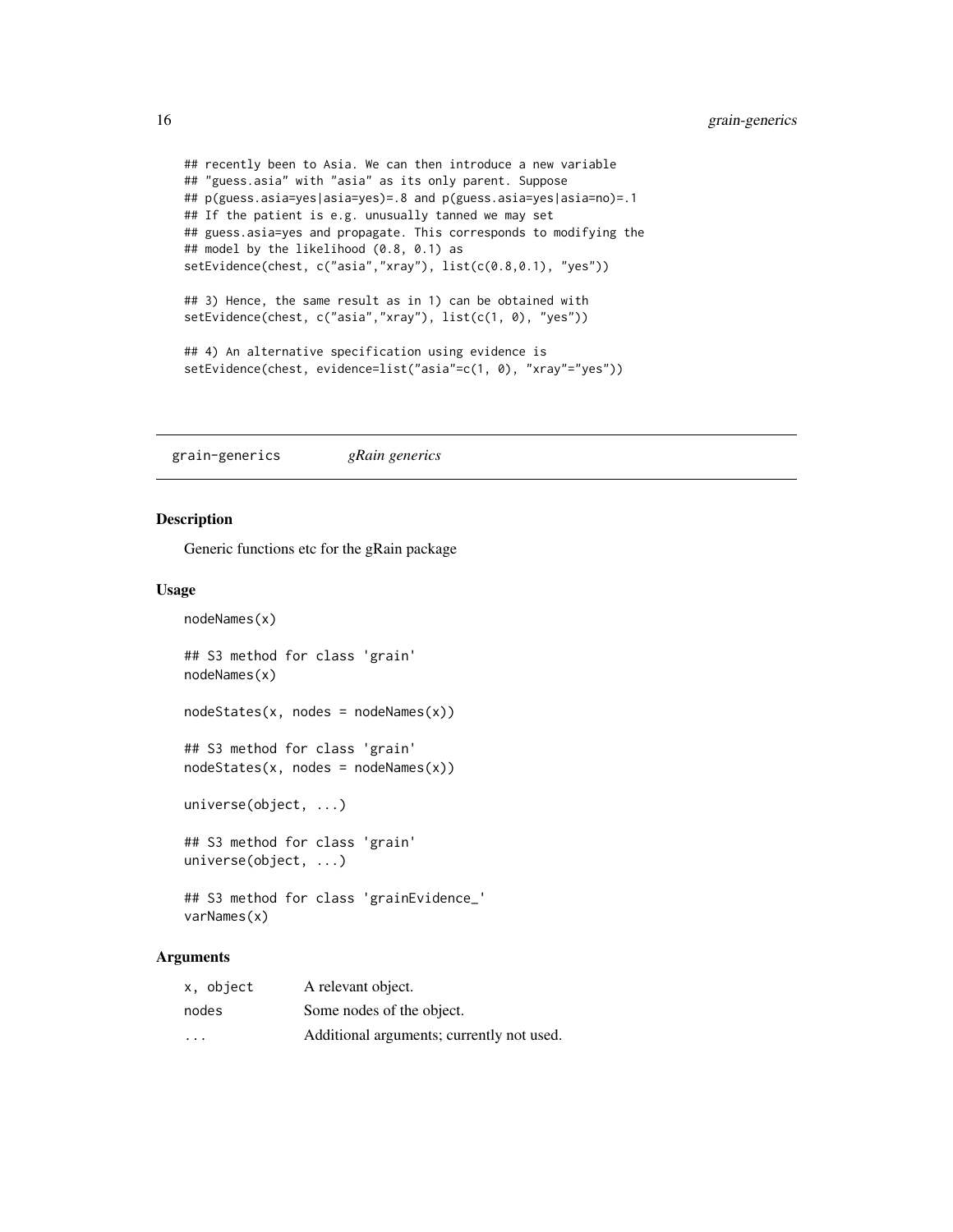```
## recently been to Asia. We can then introduce a new variable
## "guess.asia" with "asia" as its only parent. Suppose
## p(guess.asia=yes|asia=yes)=.8 and p(guess.asia=yes|asia=no)=.1
## If the patient is e.g. unusually tanned we may set
## guess.asia=yes and propagate. This corresponds to modifying the
## model by the likelihood (0.8, 0.1) as
setEvidence(chest, c("asia","xray"), list(c(0.8,0.1), "yes"))

## 3) Hence, the same result as in 1) can be obtained with
setEvidence(chest, c("asia","xray"), list(c(1, 0), "yes"))

## 4) An alternative specification using evidence is
setEvidence(chest, evidence=list("asia"=c(1, 0), "xray"="yes"))
```

---

## grain-generics *gRain generics*

### Description

Generic functions etc for the gRain package

### Usage

```
nodeNames(x)

## S3 method for class 'grain'
nodeNames(x)

nodeStates(x, nodes = nodeNames(x))

## S3 method for class 'grain'
nodeStates(x, nodes = nodeNames(x))

universe(object, ...)

## S3 method for class 'grain'
universe(object, ...)

## S3 method for class 'grainEvidence_'
varNames(x)
```

### Arguments

| | |
|---|---|
| `x, object` | A relevant object. |
| `nodes` | Some nodes of the object. |
| `...` | Additional arguments; currently not used. |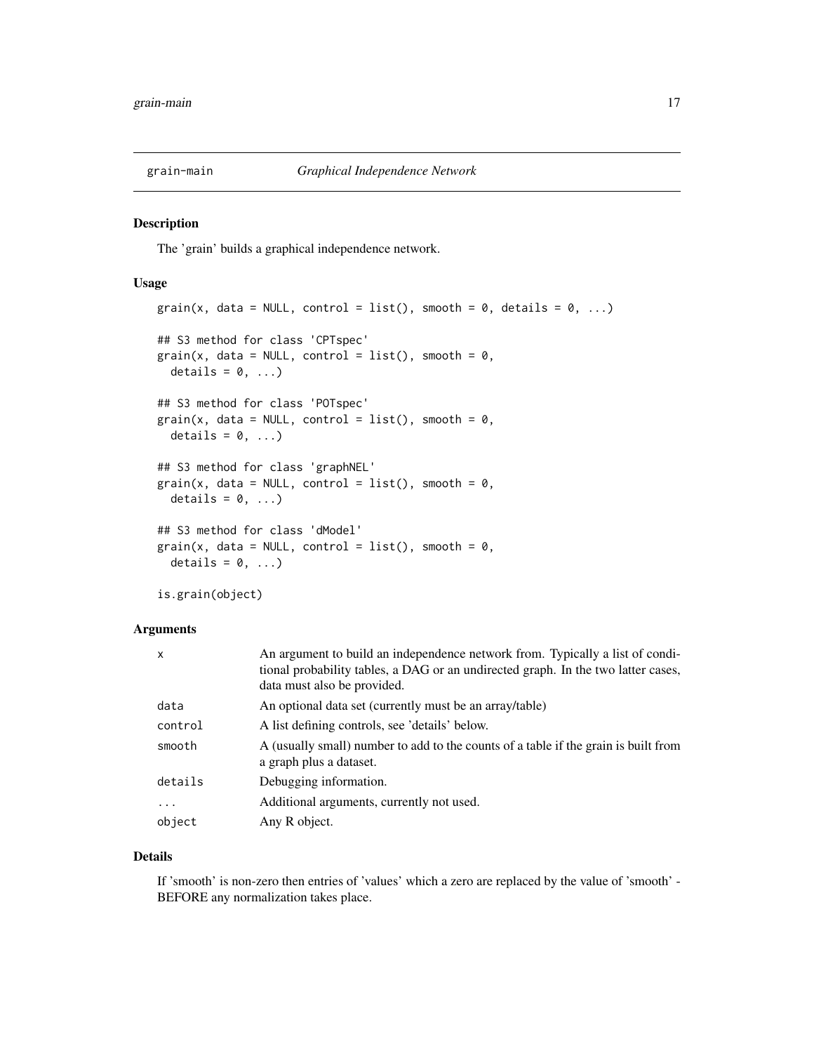# grain-main *Graphical Independence Network*

## Description

The 'grain' builds a graphical independence network.

## Usage

```
grain(x, data = NULL, control = list(), smooth = 0, details = 0, ...)

## S3 method for class 'CPTspec'
grain(x, data = NULL, control = list(), smooth = 0,
  details = 0, ...)

## S3 method for class 'POTspec'
grain(x, data = NULL, control = list(), smooth = 0,
  details = 0, ...)

## S3 method for class 'graphNEL'
grain(x, data = NULL, control = list(), smooth = 0,
  details = 0, ...)

## S3 method for class 'dModel'
grain(x, data = NULL, control = list(), smooth = 0,
  details = 0, ...)

is.grain(object)
```

## Arguments

| | |
|---|---|
| `x` | An argument to build an independence network from. Typically a list of conditional probability tables, a DAG or an undirected graph. In the two latter cases, data must also be provided. |
| `data` | An optional data set (currently must be an array/table) |
| `control` | A list defining controls, see 'details' below. |
| `smooth` | A (usually small) number to add to the counts of a table if the grain is built from a graph plus a dataset. |
| `details` | Debugging information. |
| `...` | Additional arguments, currently not used. |
| `object` | Any R object. |

## Details

If 'smooth' is non-zero then entries of 'values' which a zero are replaced by the value of 'smooth' - BEFORE any normalization takes place.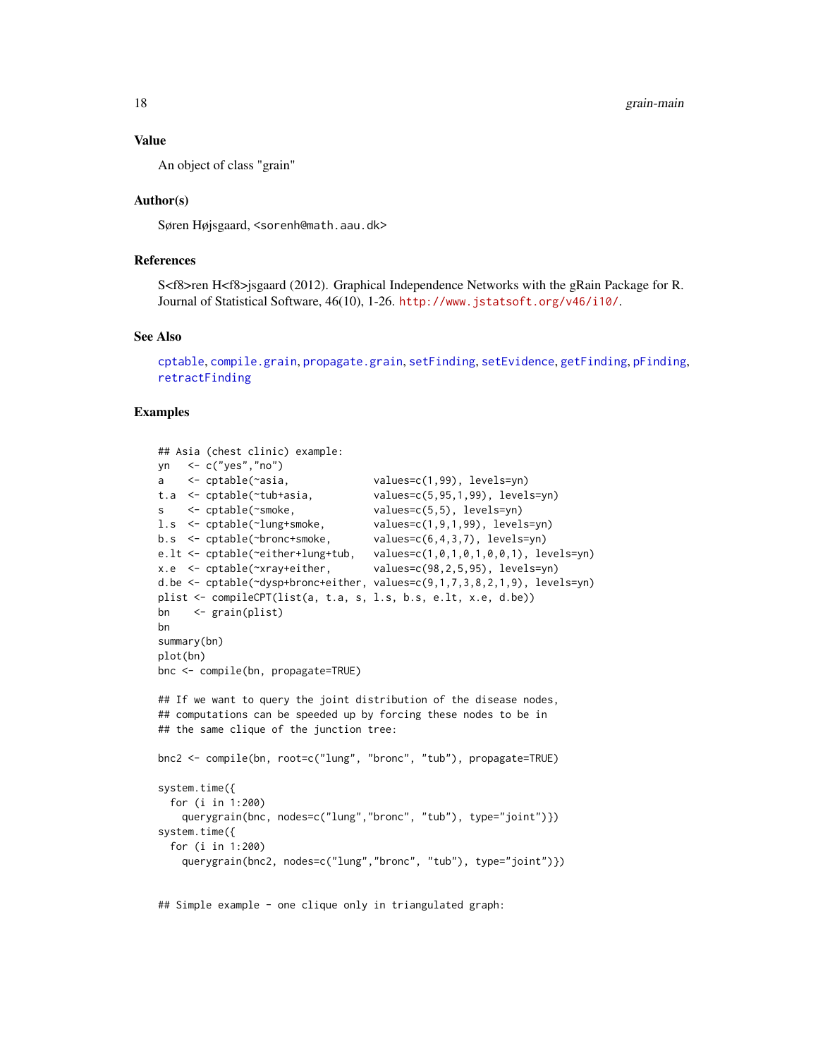### Value

An object of class "grain"

### Author(s)

Søren Højsgaard, <sorenh@math.aau.dk>

### References

S<f8>ren H<f8>jsgaard (2012). Graphical Independence Networks with the gRain Package for R. Journal of Statistical Software, 46(10), 1-26. http://www.jstatsoft.org/v46/i10/.

### See Also

cptable, compile.grain, propagate.grain, setFinding, setEvidence, getFinding, pFinding, retractFinding

### Examples

```
## Asia (chest clinic) example:
yn   <- c("yes","no")
a    <- cptable(~asia,              values=c(1,99), levels=yn)
t.a  <- cptable(~tub+asia,          values=c(5,95,1,99), levels=yn)
s    <- cptable(~smoke,             values=c(5,5), levels=yn)
l.s  <- cptable(~lung+smoke,        values=c(1,9,1,99), levels=yn)
b.s  <- cptable(~bronc+smoke,       values=c(6,4,3,7), levels=yn)
e.lt <- cptable(~either+lung+tub,   values=c(1,0,1,0,1,0,0,1), levels=yn)
x.e  <- cptable(~xray+either,       values=c(98,2,5,95), levels=yn)
d.be <- cptable(~dysp+bronc+either, values=c(9,1,7,3,8,2,1,9), levels=yn)
plist <- compileCPT(list(a, t.a, s, l.s, b.s, e.lt, x.e, d.be))
bn    <- grain(plist)
bn
summary(bn)
plot(bn)
bnc <- compile(bn, propagate=TRUE)

## If we want to query the joint distribution of the disease nodes,
## computations can be speeded up by forcing these nodes to be in
## the same clique of the junction tree:

bnc2 <- compile(bn, root=c("lung", "bronc", "tub"), propagate=TRUE)

system.time({
  for (i in 1:200)
    querygrain(bnc, nodes=c("lung","bronc", "tub"), type="joint")})
system.time({
  for (i in 1:200)
    querygrain(bnc2, nodes=c("lung","bronc", "tub"), type="joint")})


## Simple example - one clique only in triangulated graph:
```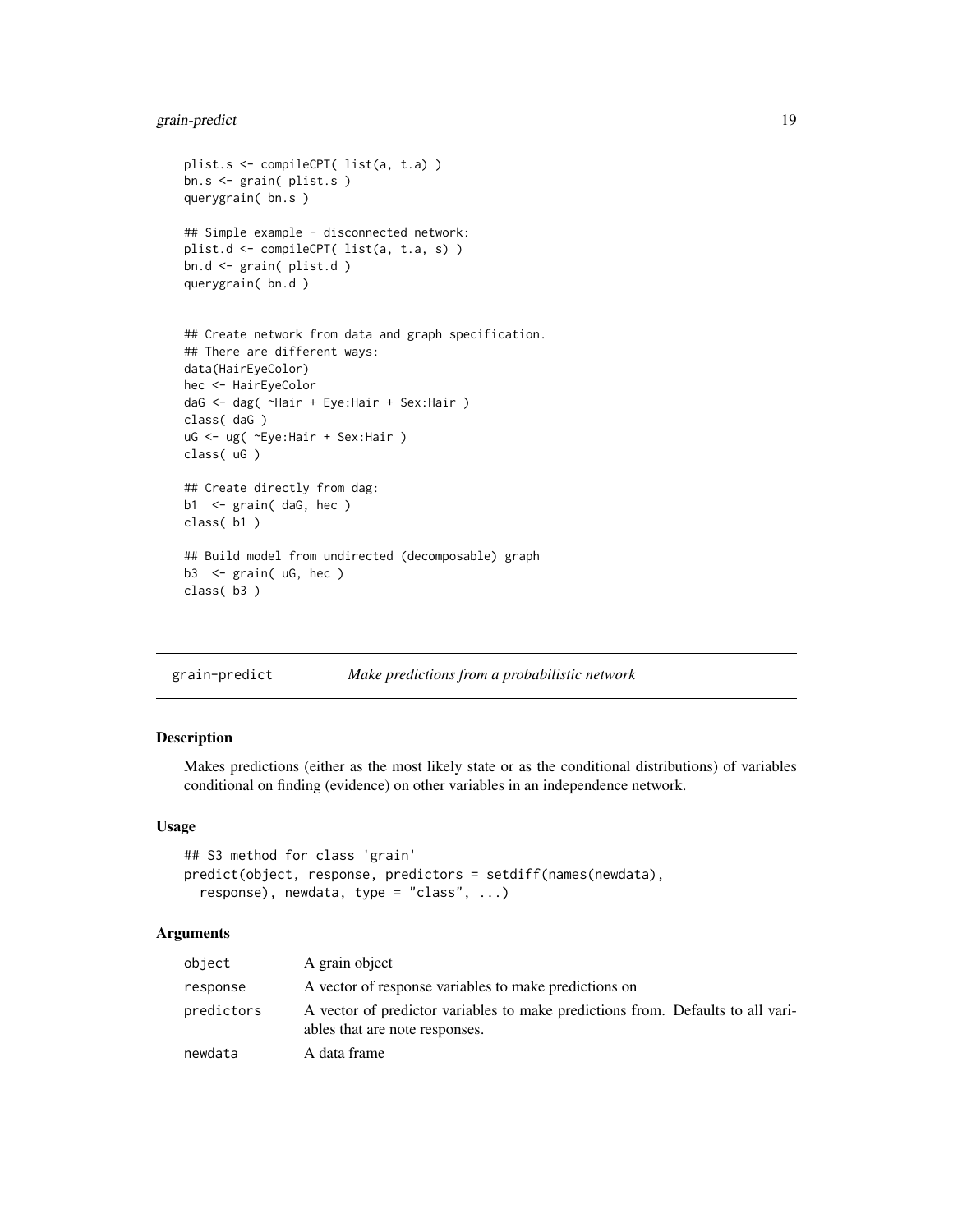```
plist.s <- compileCPT( list(a, t.a) )
bn.s <- grain( plist.s )
querygrain( bn.s )

## Simple example - disconnected network:
plist.d <- compileCPT( list(a, t.a, s) )
bn.d <- grain( plist.d )
querygrain( bn.d )


## Create network from data and graph specification.
## There are different ways:
data(HairEyeColor)
hec <- HairEyeColor
daG <- dag( ~Hair + Eye:Hair + Sex:Hair )
class( daG )
uG <- ug( ~Eye:Hair + Sex:Hair )
class( uG )

## Create directly from dag:
b1  <- grain( daG, hec )
class( b1 )

## Build model from undirected (decomposable) graph
b3  <- grain( uG, hec )
class( b3 )
```

## grain-predict *Make predictions from a probabilistic network*

### Description

Makes predictions (either as the most likely state or as the conditional distributions) of variables conditional on finding (evidence) on other variables in an independence network.

### Usage

```
## S3 method for class 'grain'
predict(object, response, predictors = setdiff(names(newdata),
  response), newdata, type = "class", ...)
```

### Arguments

| | |
|---|---|
| object | A grain object |
| response | A vector of response variables to make predictions on |
| predictors | A vector of predictor variables to make predictions from. Defaults to all variables that are note responses. |
| newdata | A data frame |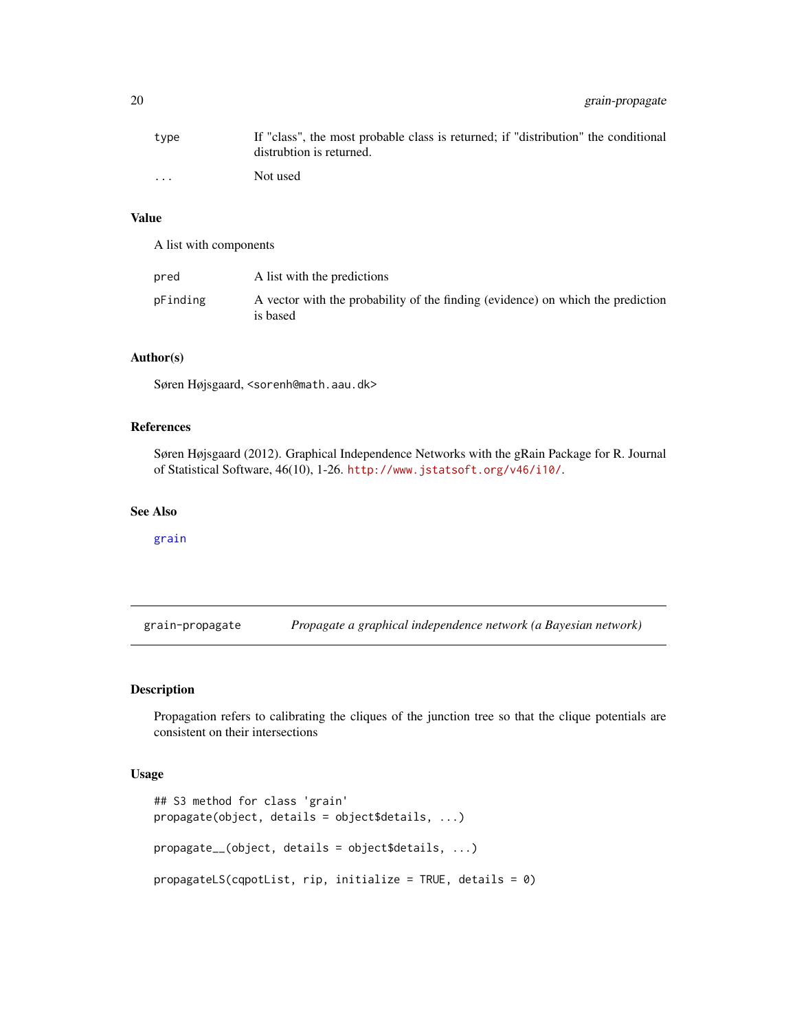| | |
|---|---|
| type | If "class", the most probable class is returned; if "distribution" the conditional distrubtion is returned. |
| ... | Not used |

### Value

A list with components

| | |
|---|---|
| pred | A list with the predictions |
| pFinding | A vector with the probability of the finding (evidence) on which the prediction is based |

### Author(s)

Søren Højsgaard, <sorenh@math.aau.dk>

### References

Søren Højsgaard (2012). Graphical Independence Networks with the gRain Package for R. Journal of Statistical Software, 46(10), 1-26. http://www.jstatsoft.org/v46/i10/.

### See Also

grain

---

## grain-propagate *Propagate a graphical independence network (a Bayesian network)*

---

### Description

Propagation refers to calibrating the cliques of the junction tree so that the clique potentials are consistent on their intersections

### Usage

```
## S3 method for class 'grain'
propagate(object, details = object$details, ...)

propagate__(object, details = object$details, ...)

propagateLS(cqpotList, rip, initialize = TRUE, details = 0)
```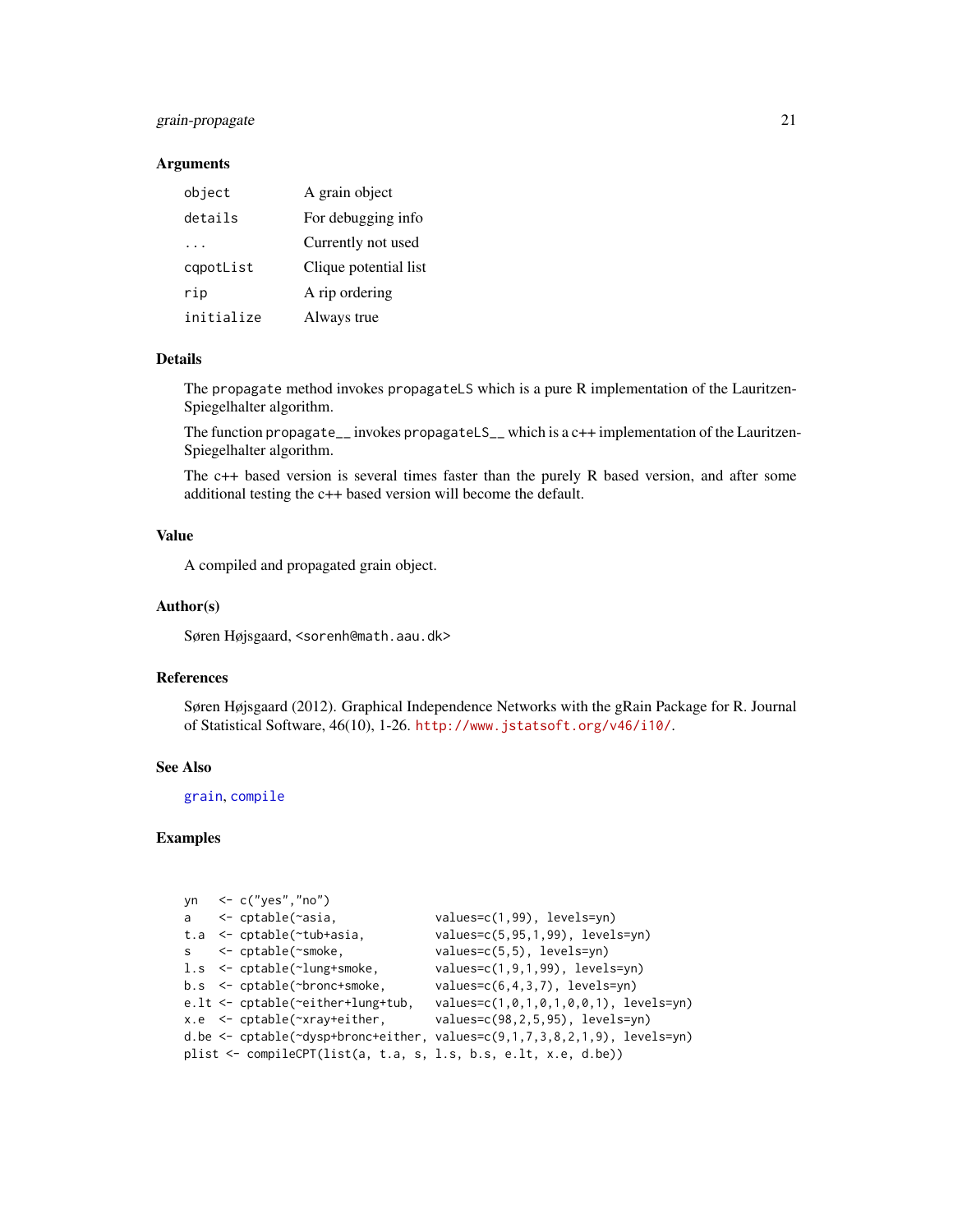### Arguments

| | |
|---|---|
| `object` | A grain object |
| `details` | For debugging info |
| `...` | Currently not used |
| `cqpotList` | Clique potential list |
| `rip` | A rip ordering |
| `initialize` | Always true |

### Details

The `propagate` method invokes `propagateLS` which is a pure R implementation of the Lauritzen-Spiegelhalter algorithm.

The function `propagate__` invokes `propagateLS__` which is a c++ implementation of the Lauritzen-Spiegelhalter algorithm.

The c++ based version is several times faster than the purely R based version, and after some additional testing the c++ based version will become the default.

### Value

A compiled and propagated grain object.

### Author(s)

Søren Højsgaard, <sorenh@math.aau.dk>

### References

Søren Højsgaard (2012). Graphical Independence Networks with the gRain Package for R. Journal of Statistical Software, 46(10), 1-26. http://www.jstatsoft.org/v46/i10/.

### See Also

grain, compile

### Examples

```
yn   <- c("yes","no")
a    <- cptable(~asia,             values=c(1,99), levels=yn)
t.a  <- cptable(~tub+asia,         values=c(5,95,1,99), levels=yn)
s    <- cptable(~smoke,            values=c(5,5), levels=yn)
l.s  <- cptable(~lung+smoke,       values=c(1,9,1,99), levels=yn)
b.s  <- cptable(~bronc+smoke,      values=c(6,4,3,7), levels=yn)
e.lt <- cptable(~either+lung+tub,  values=c(1,0,1,0,1,0,0,1), levels=yn)
x.e  <- cptable(~xray+either,      values=c(98,2,5,95), levels=yn)
d.be <- cptable(~dysp+bronc+either, values=c(9,1,7,3,8,2,1,9), levels=yn)
plist <- compileCPT(list(a, t.a, s, l.s, b.s, e.lt, x.e, d.be))
```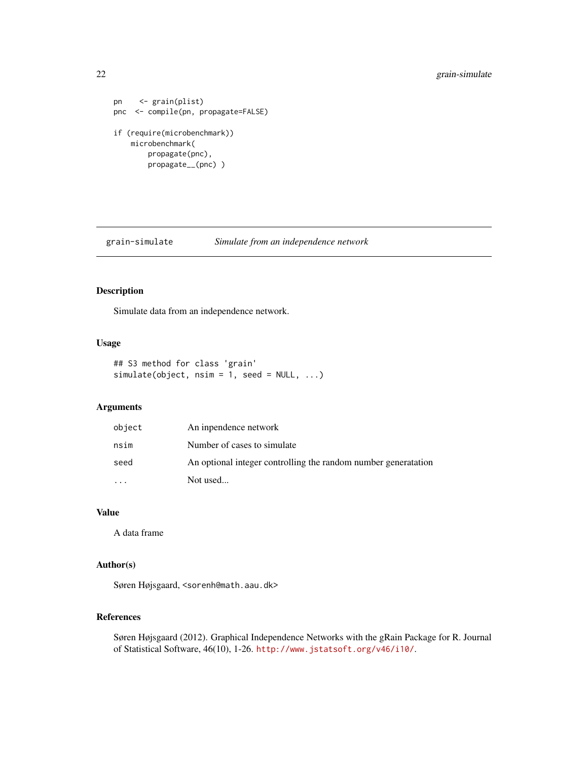```
pn    <- grain(plist)
pnc  <- compile(pn, propagate=FALSE)

if (require(microbenchmark))
    microbenchmark(
        propagate(pnc),
        propagate__(pnc) )
```

---

## grain-simulate    *Simulate from an independence network*

---

### Description

Simulate data from an independence network.

### Usage

```
## S3 method for class 'grain'
simulate(object, nsim = 1, seed = NULL, ...)
```

### Arguments

| | |
|---|---|
| `object` | An inpendence network |
| `nsim` | Number of cases to simulate |
| `seed` | An optional integer controlling the random number generatation |
| `...` | Not used... |

### Value

A data frame

### Author(s)

Søren Højsgaard, <sorenh@math.aau.dk>

### References

Søren Højsgaard (2012). Graphical Independence Networks with the gRain Package for R. Journal of Statistical Software, 46(10), 1-26. http://www.jstatsoft.org/v46/i10/.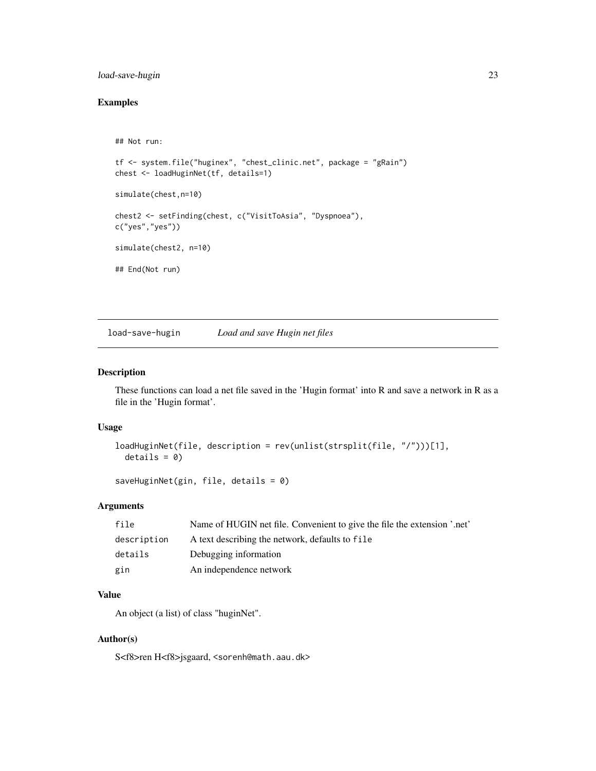## Examples

```
## Not run:

tf <- system.file("huginex", "chest_clinic.net", package = "gRain")
chest <- loadHuginNet(tf, details=1)

simulate(chest,n=10)

chest2 <- setFinding(chest, c("VisitToAsia", "Dyspnoea"),
c("yes","yes"))

simulate(chest2, n=10)

## End(Not run)
```

---

load-save-hugin *Load and save Hugin net files*

---

## Description

These functions can load a net file saved in the 'Hugin format' into R and save a network in R as a file in the 'Hugin format'.

## Usage

```
loadHuginNet(file, description = rev(unlist(strsplit(file, "/")))[1],
  details = 0)

saveHuginNet(gin, file, details = 0)
```

## Arguments

| | |
|---|---|
| file | Name of HUGIN net file. Convenient to give the file the extension '.net' |
| description | A text describing the network, defaults to file |
| details | Debugging information |
| gin | An independence network |

## Value

An object (a list) of class "huginNet".

## Author(s)

S<f8>ren H<f8>jsgaard, <sorenh@math.aau.dk>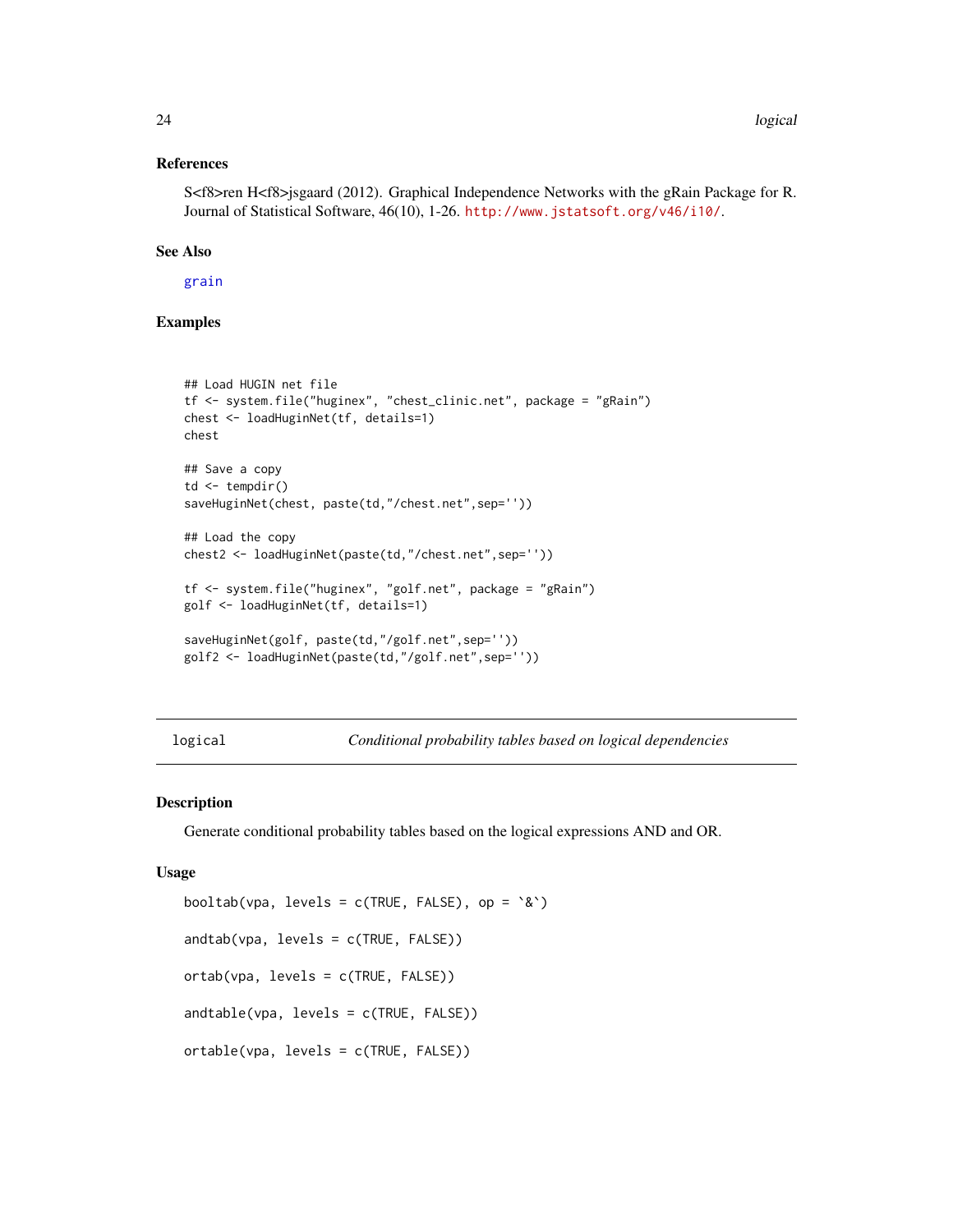### References

S<f8>ren H<f8>jsgaard (2012). Graphical Independence Networks with the gRain Package for R. Journal of Statistical Software, 46(10), 1-26. http://www.jstatsoft.org/v46/i10/.

### See Also

grain

### Examples

```
## Load HUGIN net file
tf <- system.file("huginex", "chest_clinic.net", package = "gRain")
chest <- loadHuginNet(tf, details=1)
chest

## Save a copy
td <- tempdir()
saveHuginNet(chest, paste(td,"/chest.net",sep=''))

## Load the copy
chest2 <- loadHuginNet(paste(td,"/chest.net",sep=''))

tf <- system.file("huginex", "golf.net", package = "gRain")
golf <- loadHuginNet(tf, details=1)

saveHuginNet(golf, paste(td,"/golf.net",sep=''))
golf2 <- loadHuginNet(paste(td,"/golf.net",sep=''))
```

---

## logical — *Conditional probability tables based on logical dependencies*

---

### Description

Generate conditional probability tables based on the logical expressions AND and OR.

### Usage

```
booltab(vpa, levels = c(TRUE, FALSE), op = `&`)

andtab(vpa, levels = c(TRUE, FALSE))

ortab(vpa, levels = c(TRUE, FALSE))

andtable(vpa, levels = c(TRUE, FALSE))

ortable(vpa, levels = c(TRUE, FALSE))
```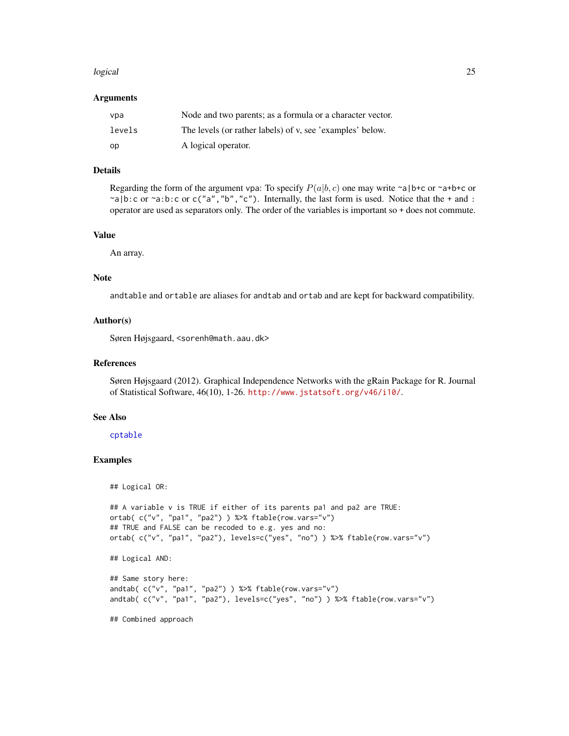### Arguments

| | |
|---|---|
| `vpa` | Node and two parents; as a formula or a character vector. |
| `levels` | The levels (or rather labels) of v, see 'examples' below. |
| `op` | A logical operator. |

### Details

Regarding the form of the argument vpa: To specify $P(a|b,c)$ one may write `~a|b+c` or `~a+b+c` or `~a|b:c` or `~a:b:c` or `c("a","b","c")`. Internally, the last form is used. Notice that the + and : operator are used as separators only. The order of the variables is important so + does not commute.

### Value

An array.

### Note

`andtable` and `ortable` are aliases for `andtab` and `ortab` and are kept for backward compatibility.

### Author(s)

Søren Højsgaard, <sorenh@math.aau.dk>

### References

Søren Højsgaard (2012). Graphical Independence Networks with the gRain Package for R. Journal of Statistical Software, 46(10), 1-26. http://www.jstatsoft.org/v46/i10/.

### See Also

`cptable`

### Examples

```
## Logical OR:

## A variable v is TRUE if either of its parents pa1 and pa2 are TRUE:
ortab( c("v", "pa1", "pa2") ) %>% ftable(row.vars="v")
## TRUE and FALSE can be recoded to e.g. yes and no:
ortab( c("v", "pa1", "pa2"), levels=c("yes", "no") ) %>% ftable(row.vars="v")

## Logical AND:

## Same story here:
andtab( c("v", "pa1", "pa2") ) %>% ftable(row.vars="v")
andtab( c("v", "pa1", "pa2"), levels=c("yes", "no") ) %>% ftable(row.vars="v")

## Combined approach
```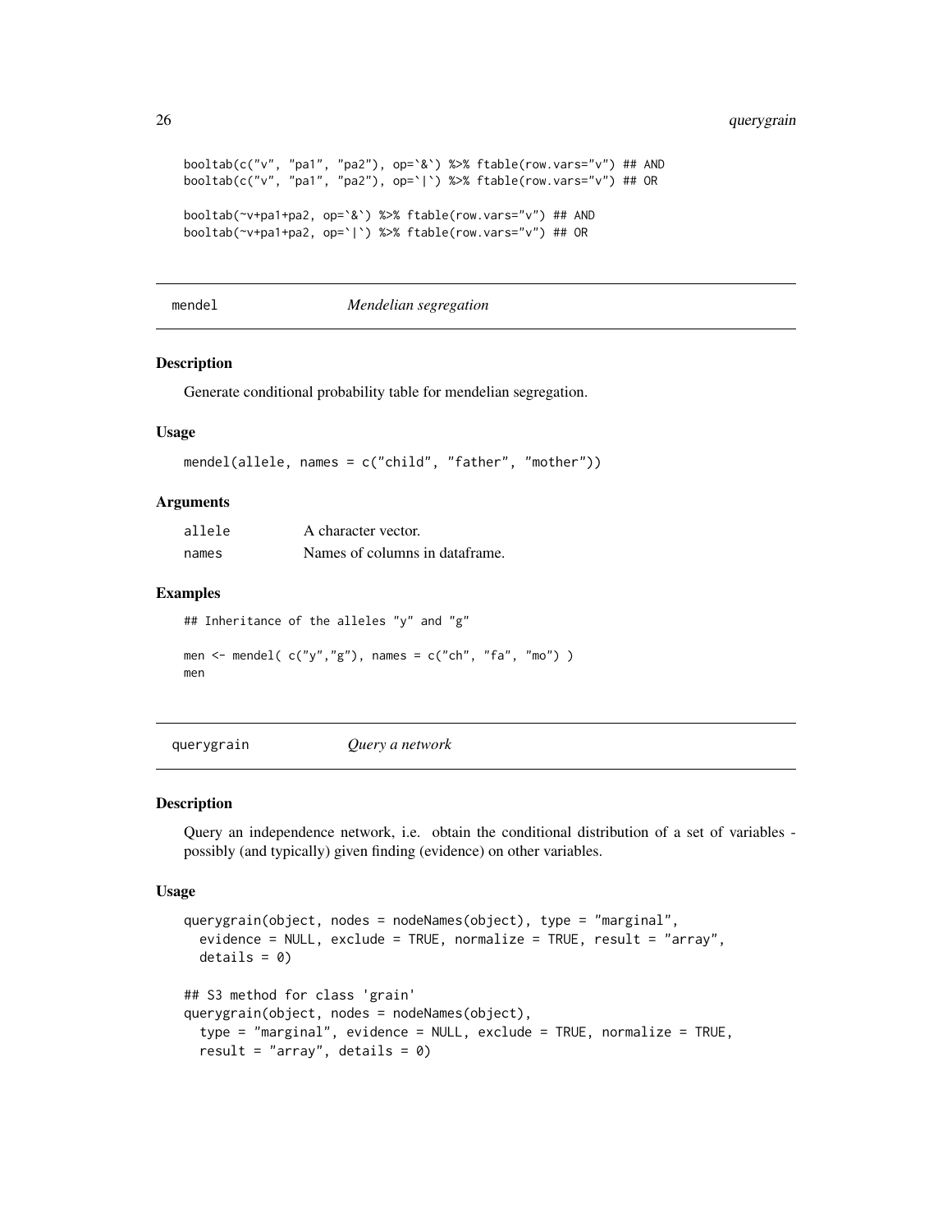```
booltab(c("v", "pa1", "pa2"), op=`&`) %>% ftable(row.vars="v") ## AND
booltab(c("v", "pa1", "pa2"), op=`|`) %>% ftable(row.vars="v") ## OR

booltab(~v+pa1+pa2, op=`&`) %>% ftable(row.vars="v") ## AND
booltab(~v+pa1+pa2, op=`|`) %>% ftable(row.vars="v") ## OR
```

## mendel *Mendelian segregation*

### Description

Generate conditional probability table for mendelian segregation.

### Usage

```
mendel(allele, names = c("child", "father", "mother"))
```

### Arguments

| | |
|---|---|
| allele | A character vector. |
| names | Names of columns in dataframe. |

### Examples

```
## Inheritance of the alleles "y" and "g"

men <- mendel( c("y","g"), names = c("ch", "fa", "mo") )
men
```

## querygrain *Query a network*

### Description

Query an independence network, i.e. obtain the conditional distribution of a set of variables - possibly (and typically) given finding (evidence) on other variables.

### Usage

```
querygrain(object, nodes = nodeNames(object), type = "marginal",
  evidence = NULL, exclude = TRUE, normalize = TRUE, result = "array",
  details = 0)

## S3 method for class 'grain'
querygrain(object, nodes = nodeNames(object),
  type = "marginal", evidence = NULL, exclude = TRUE, normalize = TRUE,
  result = "array", details = 0)
```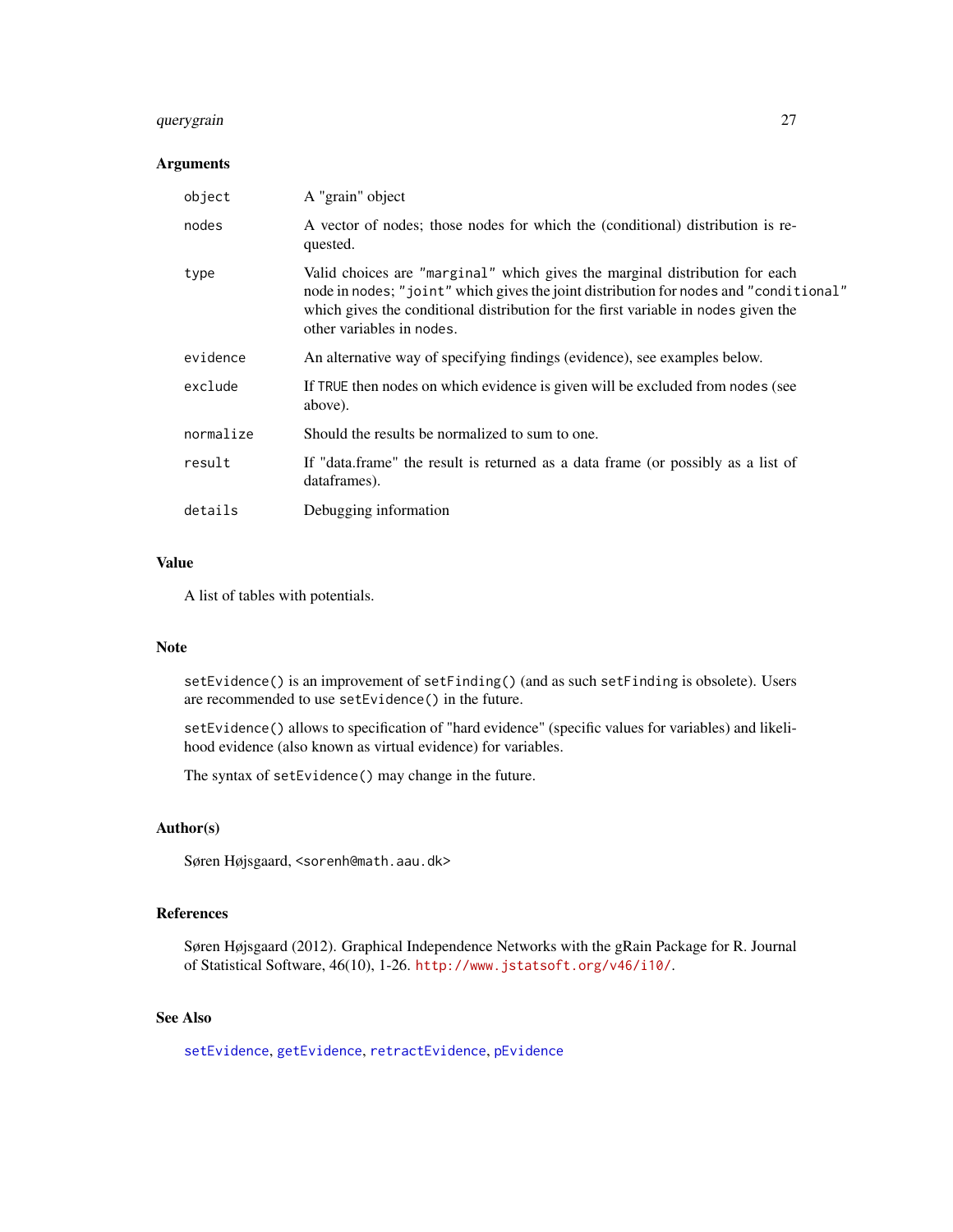## Arguments

| | |
|---|---|
| object | A "grain" object |
| nodes | A vector of nodes; those nodes for which the (conditional) distribution is requested. |
| type | Valid choices are "marginal" which gives the marginal distribution for each node in nodes; "joint" which gives the joint distribution for nodes and "conditional" which gives the conditional distribution for the first variable in nodes given the other variables in nodes. |
| evidence | An alternative way of specifying findings (evidence), see examples below. |
| exclude | If TRUE then nodes on which evidence is given will be excluded from nodes (see above). |
| normalize | Should the results be normalized to sum to one. |
| result | If "data.frame" the result is returned as a data frame (or possibly as a list of dataframes). |
| details | Debugging information |

## Value

A list of tables with potentials.

## Note

`setEvidence()` is an improvement of `setFinding()` (and as such `setFinding` is obsolete). Users are recommended to use `setEvidence()` in the future.

`setEvidence()` allows to specification of "hard evidence" (specific values for variables) and likelihood evidence (also known as virtual evidence) for variables.

The syntax of `setEvidence()` may change in the future.

## Author(s)

Søren Højsgaard, <sorenh@math.aau.dk>

## References

Søren Højsgaard (2012). Graphical Independence Networks with the gRain Package for R. Journal of Statistical Software, 46(10), 1-26. http://www.jstatsoft.org/v46/i10/.

## See Also

setEvidence, getEvidence, retractEvidence, pEvidence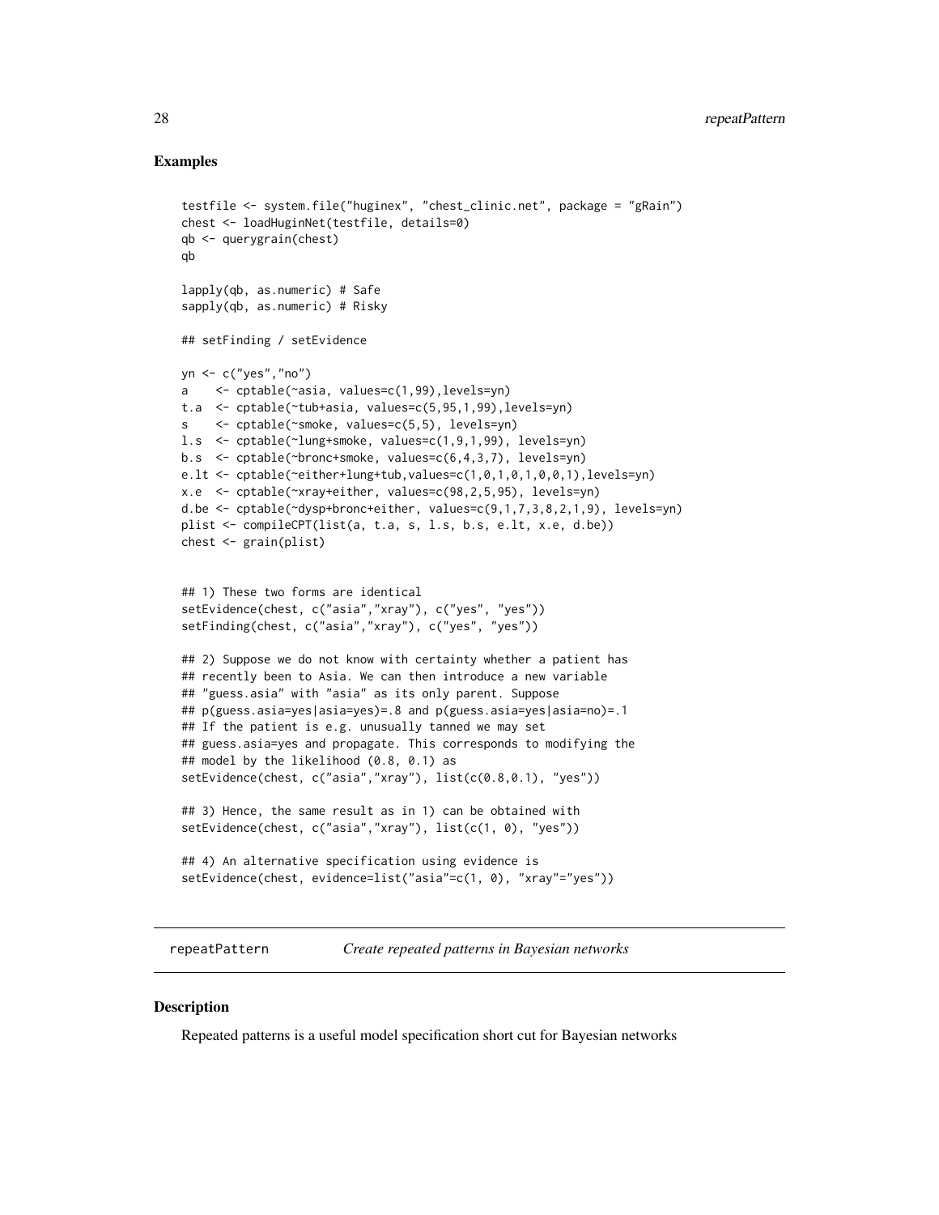## Examples

```
testfile <- system.file("huginex", "chest_clinic.net", package = "gRain")
chest <- loadHuginNet(testfile, details=0)
qb <- querygrain(chest)
qb

lapply(qb, as.numeric) # Safe
sapply(qb, as.numeric) # Risky

## setFinding / setEvidence

yn <- c("yes","no")
a    <- cptable(~asia, values=c(1,99),levels=yn)
t.a  <- cptable(~tub+asia, values=c(5,95,1,99),levels=yn)
s    <- cptable(~smoke, values=c(5,5), levels=yn)
l.s  <- cptable(~lung+smoke, values=c(1,9,1,99), levels=yn)
b.s  <- cptable(~bronc+smoke, values=c(6,4,3,7), levels=yn)
e.lt <- cptable(~either+lung+tub,values=c(1,0,1,0,1,0,0,1),levels=yn)
x.e  <- cptable(~xray+either, values=c(98,2,5,95), levels=yn)
d.be <- cptable(~dysp+bronc+either, values=c(9,1,7,3,8,2,1,9), levels=yn)
plist <- compileCPT(list(a, t.a, s, l.s, b.s, e.lt, x.e, d.be))
chest <- grain(plist)


## 1) These two forms are identical
setEvidence(chest, c("asia","xray"), c("yes", "yes"))
setFinding(chest, c("asia","xray"), c("yes", "yes"))

## 2) Suppose we do not know with certainty whether a patient has
## recently been to Asia. We can then introduce a new variable
## "guess.asia" with "asia" as its only parent. Suppose
## p(guess.asia=yes|asia=yes)=.8 and p(guess.asia=yes|asia=no)=.1
## If the patient is e.g. unusually tanned we may set
## guess.asia=yes and propagate. This corresponds to modifying the
## model by the likelihood (0.8, 0.1) as
setEvidence(chest, c("asia","xray"), list(c(0.8,0.1), "yes"))

## 3) Hence, the same result as in 1) can be obtained with
setEvidence(chest, c("asia","xray"), list(c(1, 0), "yes"))

## 4) An alternative specification using evidence is
setEvidence(chest, evidence=list("asia"=c(1, 0), "xray"="yes"))
```

---

# repeatPattern — *Create repeated patterns in Bayesian networks*

## Description

Repeated patterns is a useful model specification short cut for Bayesian networks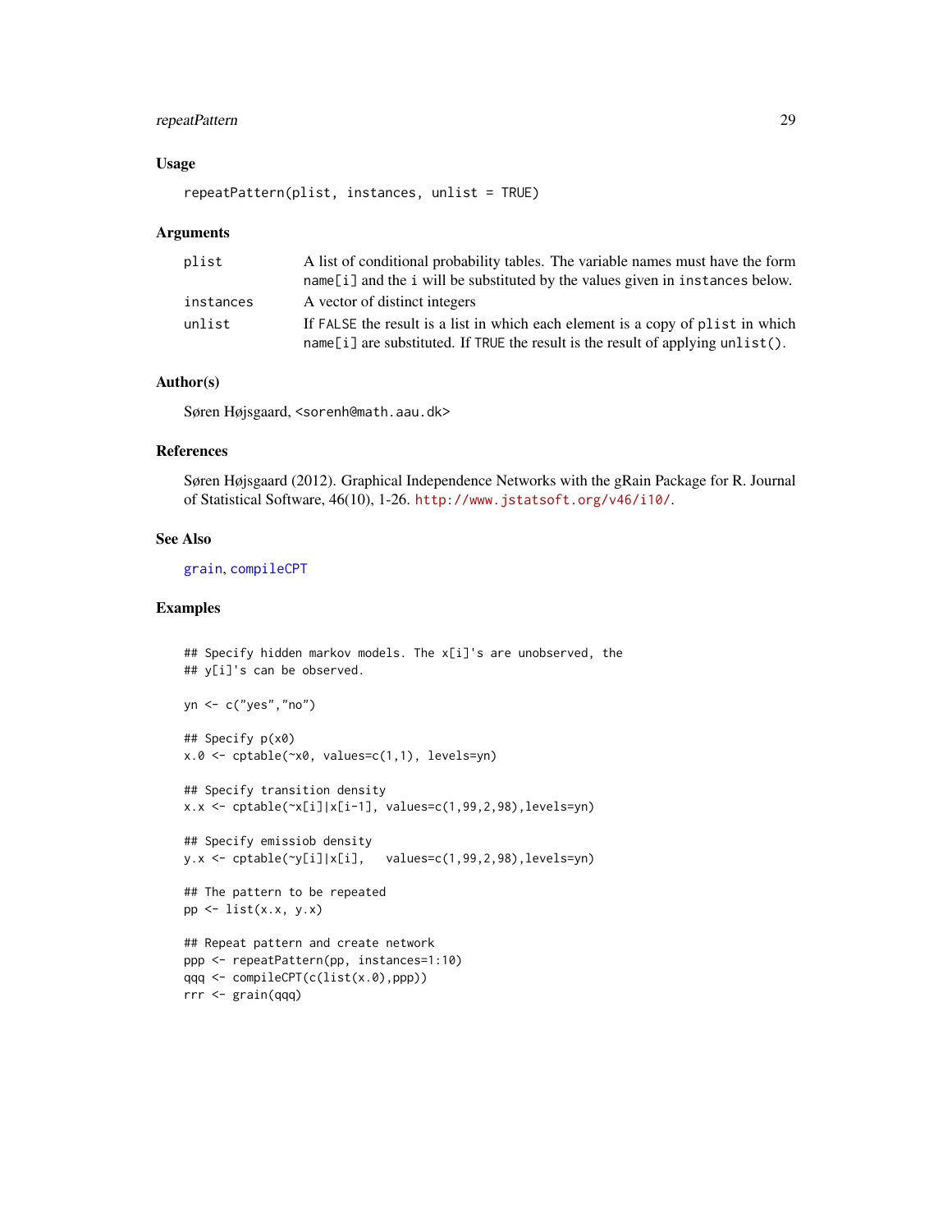### Usage

```
repeatPattern(plist, instances, unlist = TRUE)
```

### Arguments

| | |
|---|---|
| plist | A list of conditional probability tables. The variable names must have the form name[i] and the i will be substituted by the values given in instances below. |
| instances | A vector of distinct integers |
| unlist | If FALSE the result is a list in which each element is a copy of plist in which name[i] are substituted. If TRUE the result is the result of applying unlist(). |

### Author(s)

Søren Højsgaard, <sorenh@math.aau.dk>

### References

Søren Højsgaard (2012). Graphical Independence Networks with the gRain Package for R. Journal of Statistical Software, 46(10), 1-26. http://www.jstatsoft.org/v46/i10/.

### See Also

grain, compileCPT

### Examples

```
## Specify hidden markov models. The x[i]'s are unobserved, the
## y[i]'s can be observed.

yn <- c("yes","no")

## Specify p(x0)
x.0 <- cptable(~x0, values=c(1,1), levels=yn)

## Specify transition density
x.x <- cptable(~x[i]|x[i-1], values=c(1,99,2,98),levels=yn)

## Specify emissiob density
y.x <- cptable(~y[i]|x[i],   values=c(1,99,2,98),levels=yn)

## The pattern to be repeated
pp <- list(x.x, y.x)

## Repeat pattern and create network
ppp <- repeatPattern(pp, instances=1:10)
qqq <- compileCPT(c(list(x.0),ppp))
rrr <- grain(qqq)
```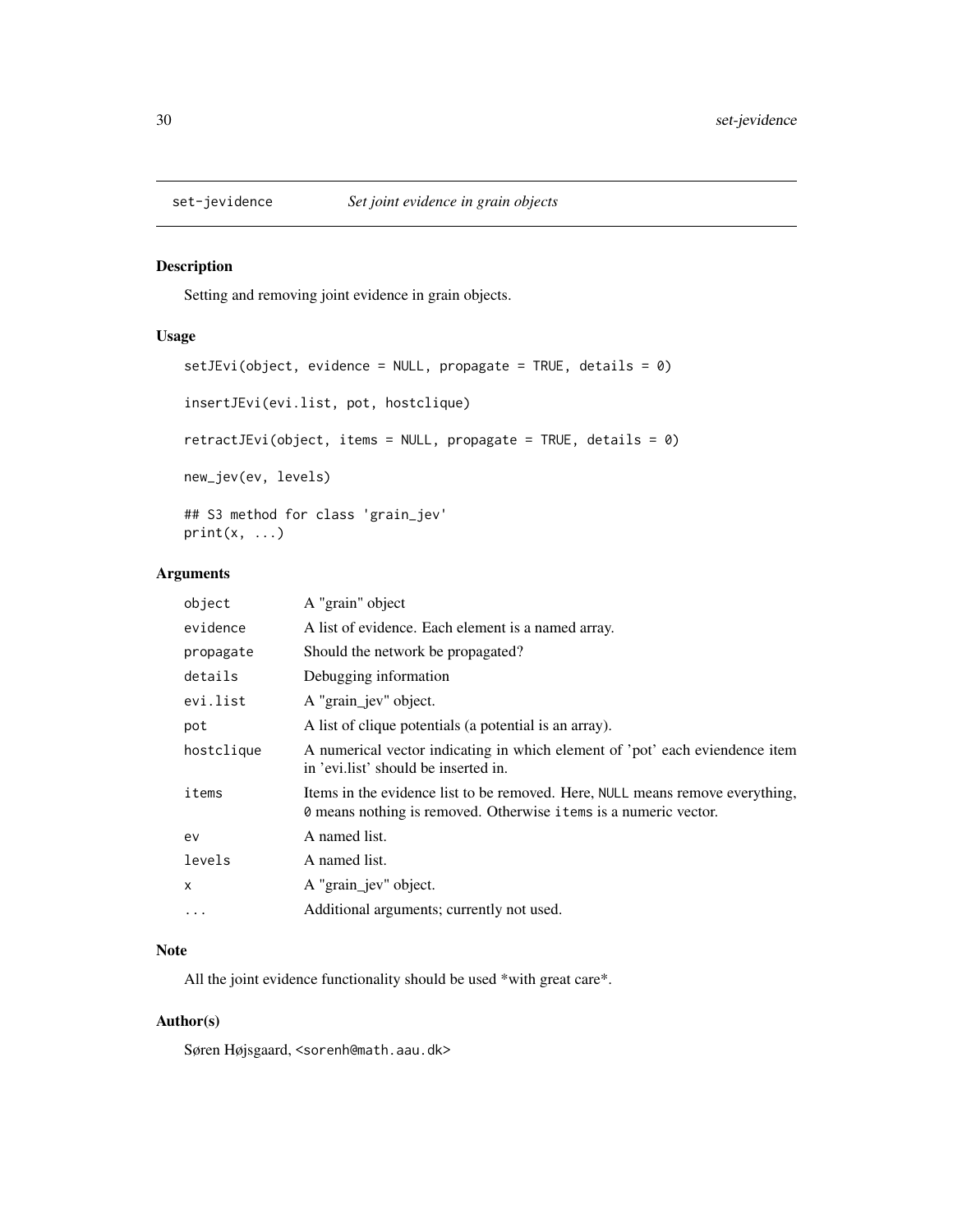# set-jevidence *Set joint evidence in grain objects*

## Description

Setting and removing joint evidence in grain objects.

## Usage

```
setJEvi(object, evidence = NULL, propagate = TRUE, details = 0)

insertJEvi(evi.list, pot, hostclique)

retractJEvi(object, items = NULL, propagate = TRUE, details = 0)

new_jev(ev, levels)

## S3 method for class 'grain_jev'
print(x, ...)
```

## Arguments

| | |
|---|---|
| `object` | A "grain" object |
| `evidence` | A list of evidence. Each element is a named array. |
| `propagate` | Should the network be propagated? |
| `details` | Debugging information |
| `evi.list` | A "grain_jev" object. |
| `pot` | A list of clique potentials (a potential is an array). |
| `hostclique` | A numerical vector indicating in which element of 'pot' each eviendence item in 'evi.list' should be inserted in. |
| `items` | Items in the evidence list to be removed. Here, `NULL` means remove everything, `0` means nothing is removed. Otherwise `items` is a numeric vector. |
| `ev` | A named list. |
| `levels` | A named list. |
| `x` | A "grain_jev" object. |
| `...` | Additional arguments; currently not used. |

## Note

All the joint evidence functionality should be used *with great care*.

## Author(s)

Søren Højsgaard, <sorenh@math.aau.dk>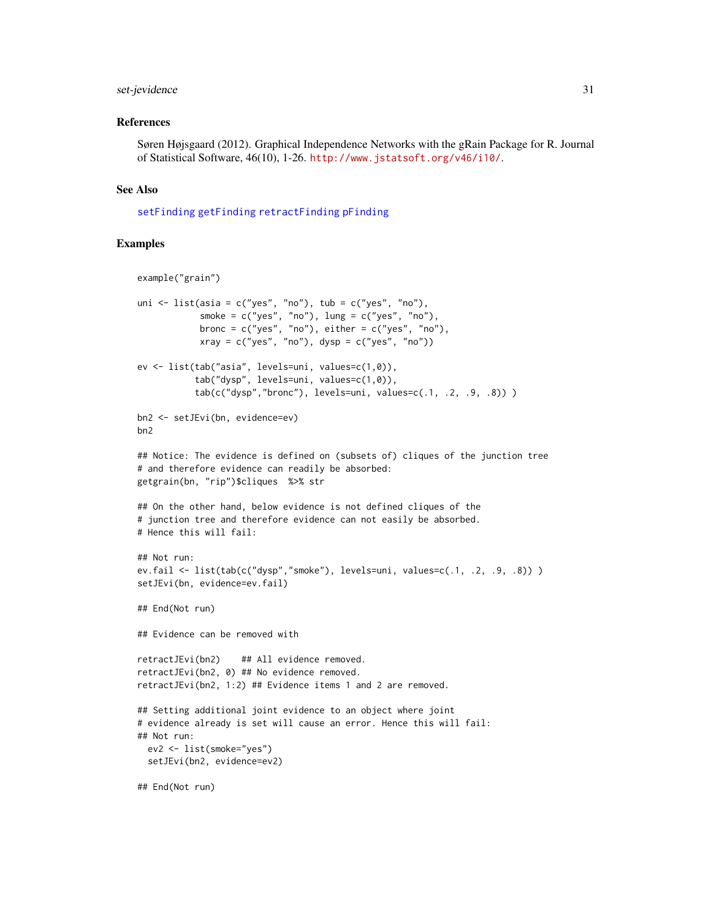### References

Søren Højsgaard (2012). Graphical Independence Networks with the gRain Package for R. Journal of Statistical Software, 46(10), 1-26. http://www.jstatsoft.org/v46/i10/.

### See Also

setFinding getFinding retractFinding pFinding

### Examples

```
example("grain")

uni <- list(asia = c("yes", "no"), tub = c("yes", "no"),
            smoke = c("yes", "no"), lung = c("yes", "no"),
            bronc = c("yes", "no"), either = c("yes", "no"),
            xray = c("yes", "no"), dysp = c("yes", "no"))

ev <- list(tab("asia", levels=uni, values=c(1,0)),
           tab("dysp", levels=uni, values=c(1,0)),
           tab(c("dysp","bronc"), levels=uni, values=c(.1, .2, .9, .8)) )

bn2 <- setJEvi(bn, evidence=ev)
bn2

## Notice: The evidence is defined on (subsets of) cliques of the junction tree
# and therefore evidence can readily be absorbed:
getgrain(bn, "rip")$cliques  %>% str

## On the other hand, below evidence is not defined cliques of the
# junction tree and therefore evidence can not easily be absorbed.
# Hence this will fail:

## Not run:
ev.fail <- list(tab(c("dysp","smoke"), levels=uni, values=c(.1, .2, .9, .8)) )
setJEvi(bn, evidence=ev.fail)

## End(Not run)

## Evidence can be removed with

retractJEvi(bn2)    ## All evidence removed.
retractJEvi(bn2, 0) ## No evidence removed.
retractJEvi(bn2, 1:2) ## Evidence items 1 and 2 are removed.

## Setting additional joint evidence to an object where joint
# evidence already is set will cause an error. Hence this will fail:
## Not run:
  ev2 <- list(smoke="yes")
  setJEvi(bn2, evidence=ev2)

## End(Not run)
```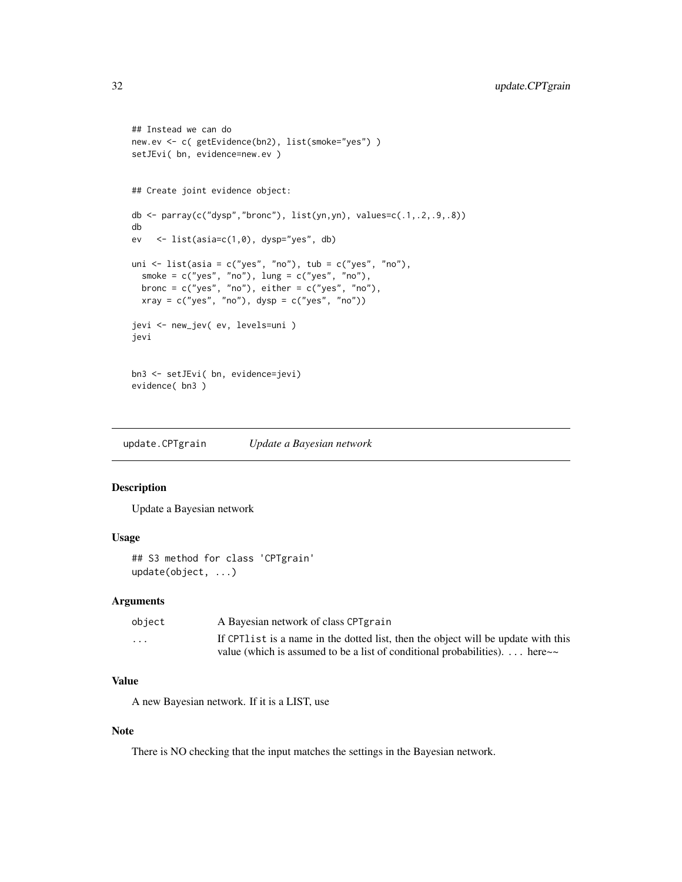```
## Instead we can do
new.ev <- c( getEvidence(bn2), list(smoke="yes") )
setJEvi( bn, evidence=new.ev )


## Create joint evidence object:

db <- parray(c("dysp","bronc"), list(yn,yn), values=c(.1,.2,.9,.8))
db
ev   <- list(asia=c(1,0), dysp="yes", db)

uni <- list(asia = c("yes", "no"), tub = c("yes", "no"),
  smoke = c("yes", "no"), lung = c("yes", "no"),
  bronc = c("yes", "no"), either = c("yes", "no"),
  xray = c("yes", "no"), dysp = c("yes", "no"))

jevi <- new_jev( ev, levels=uni )
jevi


bn3 <- setJEvi( bn, evidence=jevi)
evidence( bn3 )
```

---

## update.CPTgrain *Update a Bayesian network*

### Description

Update a Bayesian network

### Usage

```
## S3 method for class 'CPTgrain'
update(object, ...)
```

### Arguments

| | |
|---|---|
| object | A Bayesian network of class CPTgrain |
| ... | If CPTlist is a name in the dotted list, then the object will be update with this value (which is assumed to be a list of conditional probabilities). ... here~~ |

### Value

A new Bayesian network. If it is a LIST, use

### Note

There is NO checking that the input matches the settings in the Bayesian network.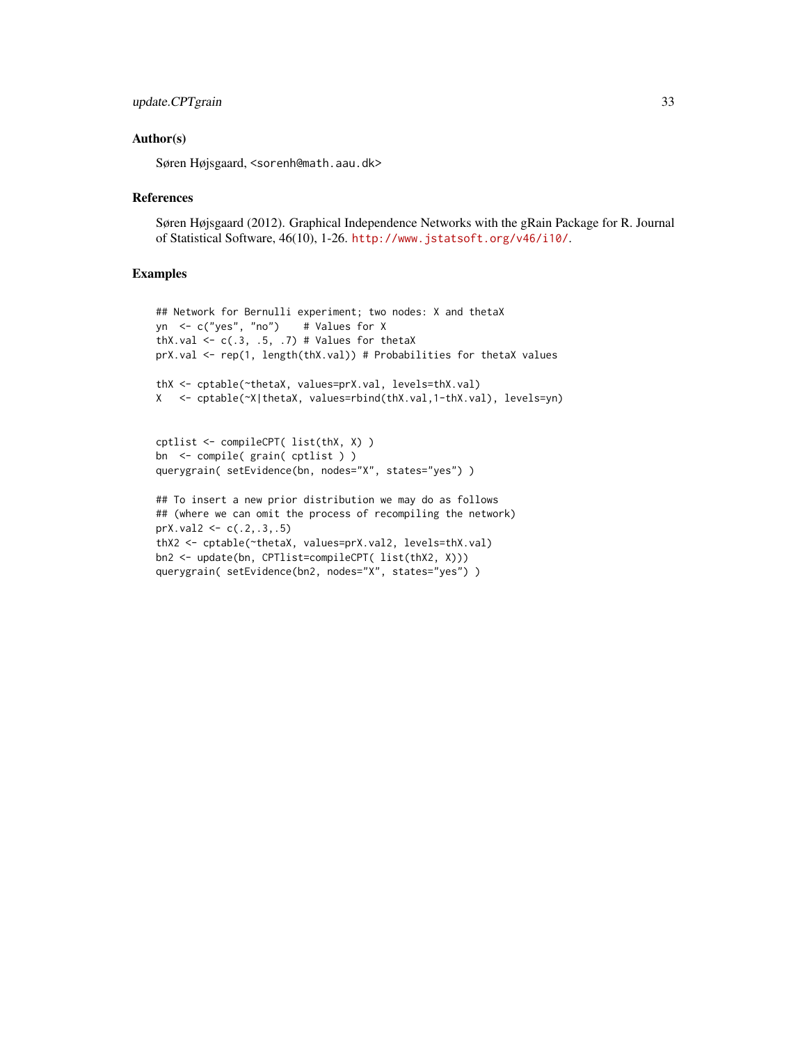### Author(s)

Søren Højsgaard, <sorenh@math.aau.dk>

### References

Søren Højsgaard (2012). Graphical Independence Networks with the gRain Package for R. Journal of Statistical Software, 46(10), 1-26. http://www.jstatsoft.org/v46/i10/.

### Examples

```
## Network for Bernulli experiment; two nodes: X and thetaX
yn  <- c("yes", "no")    # Values for X
thX.val <- c(.3, .5, .7) # Values for thetaX
prX.val <- rep(1, length(thX.val)) # Probabilities for thetaX values

thX <- cptable(~thetaX, values=prX.val, levels=thX.val)
X   <- cptable(~X|thetaX, values=rbind(thX.val,1-thX.val), levels=yn)


cptlist <- compileCPT( list(thX, X) )
bn  <- compile( grain( cptlist ) )
querygrain( setEvidence(bn, nodes="X", states="yes") )

## To insert a new prior distribution we may do as follows
## (where we can omit the process of recompiling the network)
prX.val2 <- c(.2,.3,.5)
thX2 <- cptable(~thetaX, values=prX.val2, levels=thX.val)
bn2 <- update(bn, CPTlist=compileCPT( list(thX2, X)))
querygrain( setEvidence(bn2, nodes="X", states="yes") )
```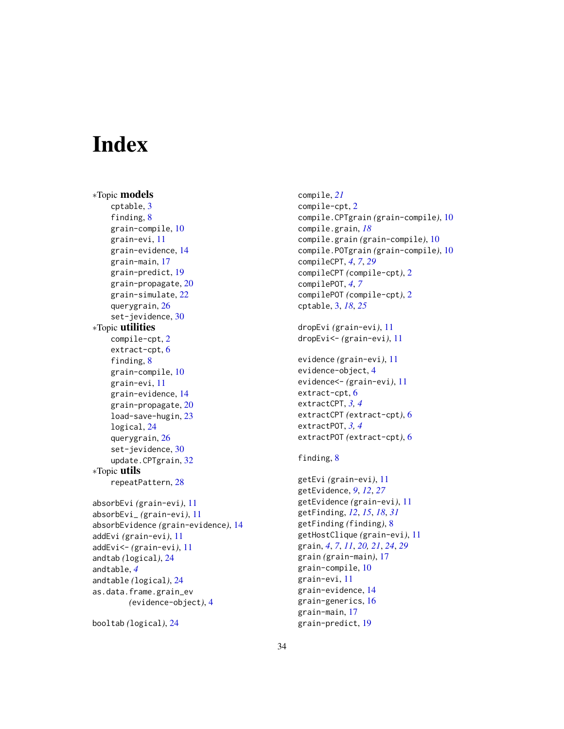# Index

∗Topic **models**
- cptable, 3
- finding, 8
- grain-compile, 10
- grain-evi, 11
- grain-evidence, 14
- grain-main, 17
- grain-predict, 19
- grain-propagate, 20
- grain-simulate, 22
- querygrain, 26
- set-jevidence, 30

∗Topic **utilities**
- compile-cpt, 2
- extract-cpt, 6
- finding, 8
- grain-compile, 10
- grain-evi, 11
- grain-evidence, 14
- grain-propagate, 20
- load-save-hugin, 23
- logical, 24
- querygrain, 26
- set-jevidence, 30
- update.CPTgrain, 32

∗Topic **utils**
- repeatPattern, 28

absorbEvi *(grain-evi)*, 11
absorbEvi_ *(grain-evi)*, 11
absorbEvidence *(grain-evidence)*, 14
addEvi *(grain-evi)*, 11
addEvi<- *(grain-evi)*, 11
andtab *(logical)*, 24
andtable, *4*
andtable *(logical)*, 24
as.data.frame.grain_ev *(evidence-object)*, 4

booltab *(logical)*, 24

compile, *21*
compile-cpt, 2
compile.CPTgrain *(grain-compile)*, 10
compile.grain, *18*
compile.grain *(grain-compile)*, 10
compile.POTgrain *(grain-compile)*, 10
compileCPT, *4*, *7*, *29*
compileCPT *(compile-cpt)*, 2
compilePOT, *4*, *7*
compilePOT *(compile-cpt)*, 2
cptable, 3, *18*, *25*

dropEvi *(grain-evi)*, 11
dropEvi<- *(grain-evi)*, 11

evidence *(grain-evi)*, 11
evidence-object, 4
evidence<- *(grain-evi)*, 11
extract-cpt, 6
extractCPT, *3, 4*
extractCPT *(extract-cpt)*, 6
extractPOT, *3, 4*
extractPOT *(extract-cpt)*, 6

finding, 8

getEvi *(grain-evi)*, 11
getEvidence, *9*, *12*, *27*
getEvidence *(grain-evi)*, 11
getFinding, *12*, *15*, *18*, *31*
getFinding *(finding)*, 8
getHostClique *(grain-evi)*, 11
grain, *4*, *7*, *11*, *20, 21*, *24*, *29*
grain *(grain-main)*, 17
grain-compile, 10
grain-evi, 11
grain-evidence, 14
grain-generics, 16
grain-main, 17
grain-predict, 19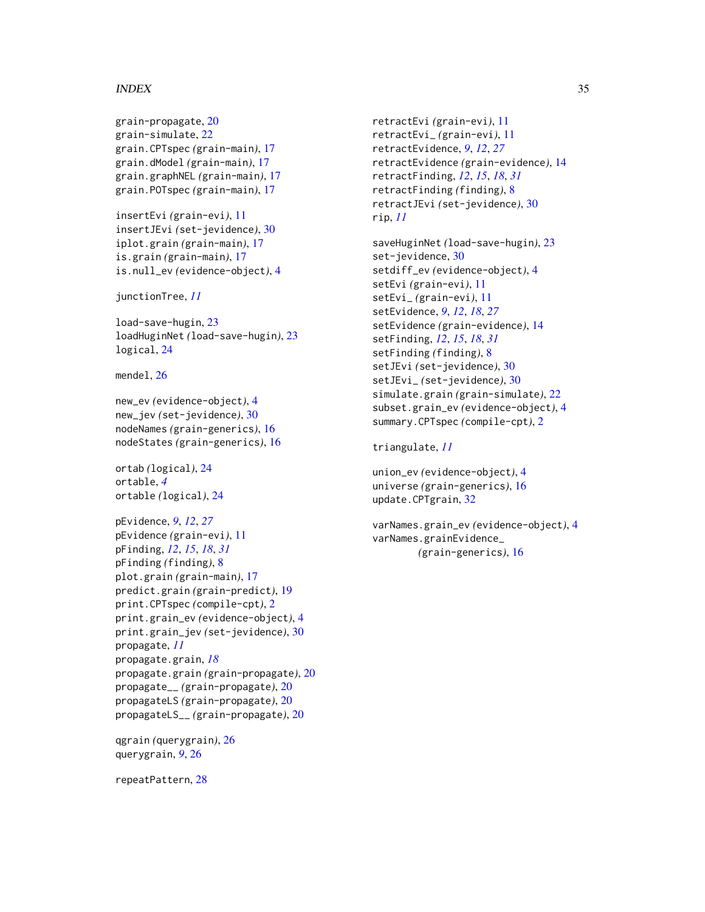grain-propagate, 20
grain-simulate, 22
grain.CPTspec *(grain-main)*, 17
grain.dModel *(grain-main)*, 17
grain.graphNEL *(grain-main)*, 17
grain.POTspec *(grain-main)*, 17

insertEvi *(grain-evi)*, 11
insertJEvi *(set-jevidence)*, 30
iplot.grain *(grain-main)*, 17
is.grain *(grain-main)*, 17
is.null_ev *(evidence-object)*, 4

junctionTree, *11*

load-save-hugin, 23
loadHuginNet *(load-save-hugin)*, 23
logical, 24

mendel, 26

new_ev *(evidence-object)*, 4
new_jev *(set-jevidence)*, 30
nodeNames *(grain-generics)*, 16
nodeStates *(grain-generics)*, 16

ortab *(logical)*, 24
ortable, *4*
ortable *(logical)*, 24

pEvidence, *9*, *12*, *27*
pEvidence *(grain-evi)*, 11
pFinding, *12*, *15*, *18*, *31*
pFinding *(finding)*, 8
plot.grain *(grain-main)*, 17
predict.grain *(grain-predict)*, 19
print.CPTspec *(compile-cpt)*, 2
print.grain_ev *(evidence-object)*, 4
print.grain_jev *(set-jevidence)*, 30
propagate, *11*
propagate.grain, *18*
propagate.grain *(grain-propagate)*, 20
propagate__ *(grain-propagate)*, 20
propagateLS *(grain-propagate)*, 20
propagateLS__ *(grain-propagate)*, 20

qgrain *(querygrain)*, 26
querygrain, *9*, 26

repeatPattern, 28
retractEvi *(grain-evi)*, 11
retractEvi_ *(grain-evi)*, 11
retractEvidence, *9*, *12*, *27*
retractEvidence *(grain-evidence)*, 14
retractFinding, *12*, *15*, *18*, *31*
retractFinding *(finding)*, 8
retractJEvi *(set-jevidence)*, 30
rip, *11*

saveHuginNet *(load-save-hugin)*, 23
set-jevidence, 30
setdiff_ev *(evidence-object)*, 4
setEvi *(grain-evi)*, 11
setEvi_ *(grain-evi)*, 11
setEvidence, *9*, *12*, *18*, *27*
setEvidence *(grain-evidence)*, 14
setFinding, *12*, *15*, *18*, *31*
setFinding *(finding)*, 8
setJEvi *(set-jevidence)*, 30
setJEvi_ *(set-jevidence)*, 30
simulate.grain *(grain-simulate)*, 22
subset.grain_ev *(evidence-object)*, 4
summary.CPTspec *(compile-cpt)*, 2

triangulate, *11*

union_ev *(evidence-object)*, 4
universe *(grain-generics)*, 16
update.CPTgrain, 32

varNames.grain_ev *(evidence-object)*, 4
varNames.grainEvidence_ *(grain-generics)*, 16